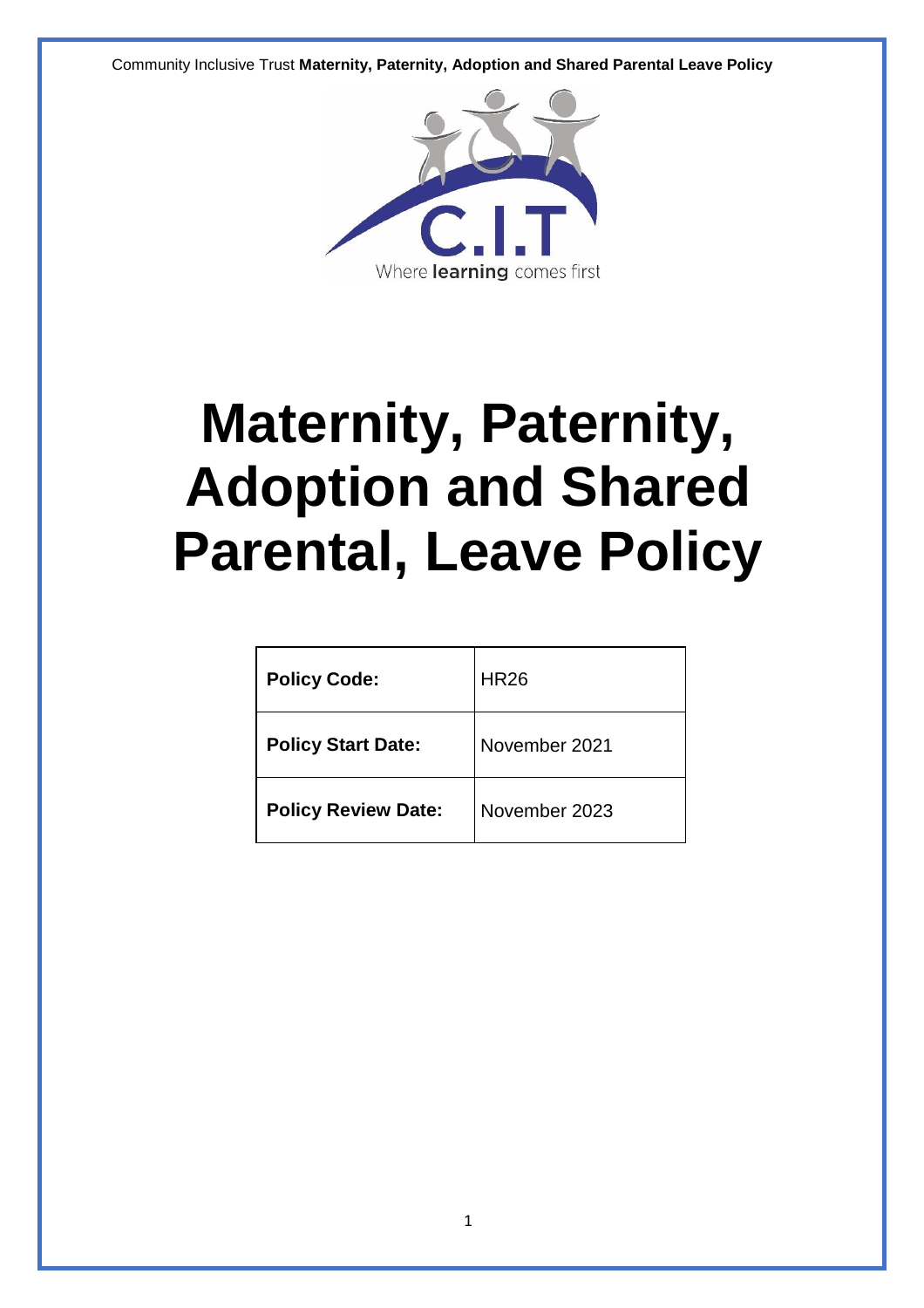C.I.T

Where **learning** comes first

# Maternity, Paternity, Adoption and Shared Parental, Leave Policy

| | |
|---|---|
| **Policy Code:** | HR26 |
| **Policy Start Date:** | November 2021 |
| **Policy Review Date:** | November 2023 |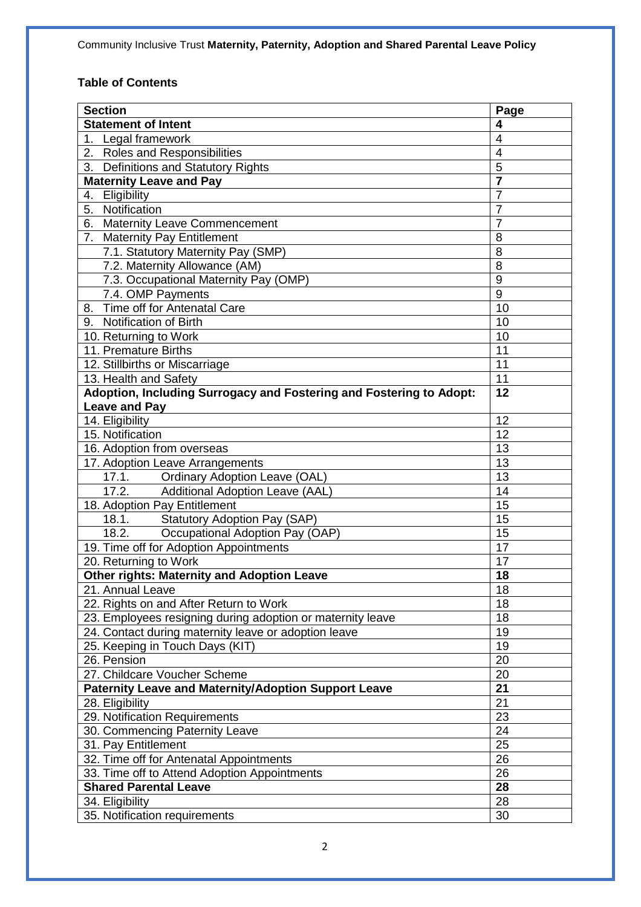## Table of Contents

| Section | Page |
|---|---|
| **Statement of Intent** | **4** |
| 1. Legal framework | 4 |
| 2. Roles and Responsibilities | 4 |
| 3. Definitions and Statutory Rights | 5 |
| **Maternity Leave and Pay** | **7** |
| 4. Eligibility | 7 |
| 5. Notification | 7 |
| 6. Maternity Leave Commencement | 7 |
| 7. Maternity Pay Entitlement | 8 |
| 7.1. Statutory Maternity Pay (SMP) | 8 |
| 7.2. Maternity Allowance (AM) | 8 |
| 7.3. Occupational Maternity Pay (OMP) | 9 |
| 7.4. OMP Payments | 9 |
| 8. Time off for Antenatal Care | 10 |
| 9. Notification of Birth | 10 |
| 10. Returning to Work | 10 |
| 11. Premature Births | 11 |
| 12. Stillbirths or Miscarriage | 11 |
| 13. Health and Safety | 11 |
| **Adoption, Including Surrogacy and Fostering and Fostering to Adopt: Leave and Pay** | **12** |
| 14. Eligibility | 12 |
| 15. Notification | 12 |
| 16. Adoption from overseas | 13 |
| 17. Adoption Leave Arrangements | 13 |
| 17.1. Ordinary Adoption Leave (OAL) | 13 |
| 17.2. Additional Adoption Leave (AAL) | 14 |
| 18. Adoption Pay Entitlement | 15 |
| 18.1. Statutory Adoption Pay (SAP) | 15 |
| 18.2. Occupational Adoption Pay (OAP) | 15 |
| 19. Time off for Adoption Appointments | 17 |
| 20. Returning to Work | 17 |
| **Other rights: Maternity and Adoption Leave** | **18** |
| 21. Annual Leave | 18 |
| 22. Rights on and After Return to Work | 18 |
| 23. Employees resigning during adoption or maternity leave | 18 |
| 24. Contact during maternity leave or adoption leave | 19 |
| 25. Keeping in Touch Days (KIT) | 19 |
| 26. Pension | 20 |
| 27. Childcare Voucher Scheme | 20 |
| **Paternity Leave and Maternity/Adoption Support Leave** | **21** |
| 28. Eligibility | 21 |
| 29. Notification Requirements | 23 |
| 30. Commencing Paternity Leave | 24 |
| 31. Pay Entitlement | 25 |
| 32. Time off for Antenatal Appointments | 26 |
| 33. Time off to Attend Adoption Appointments | 26 |
| **Shared Parental Leave** | **28** |
| 34. Eligibility | 28 |
| 35. Notification requirements | 30 |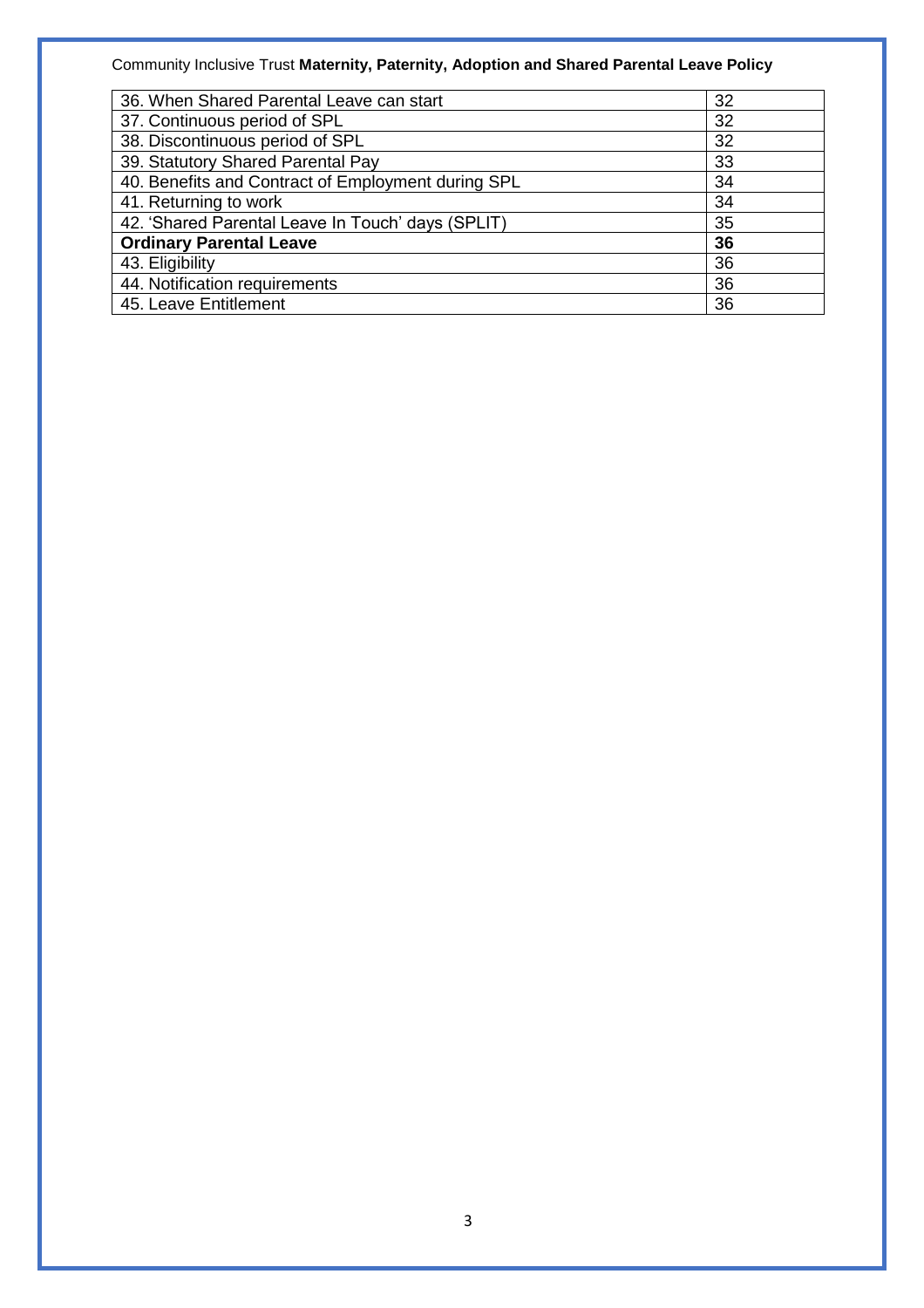| 36. When Shared Parental Leave can start | 32 |
| --- | --- |
| 37. Continuous period of SPL | 32 |
| 38. Discontinuous period of SPL | 32 |
| 39. Statutory Shared Parental Pay | 33 |
| 40. Benefits and Contract of Employment during SPL | 34 |
| 41. Returning to work | 34 |
| 42. 'Shared Parental Leave In Touch' days (SPLIT) | 35 |
| **Ordinary Parental Leave** | **36** |
| 43. Eligibility | 36 |
| 44. Notification requirements | 36 |
| 45. Leave Entitlement | 36 |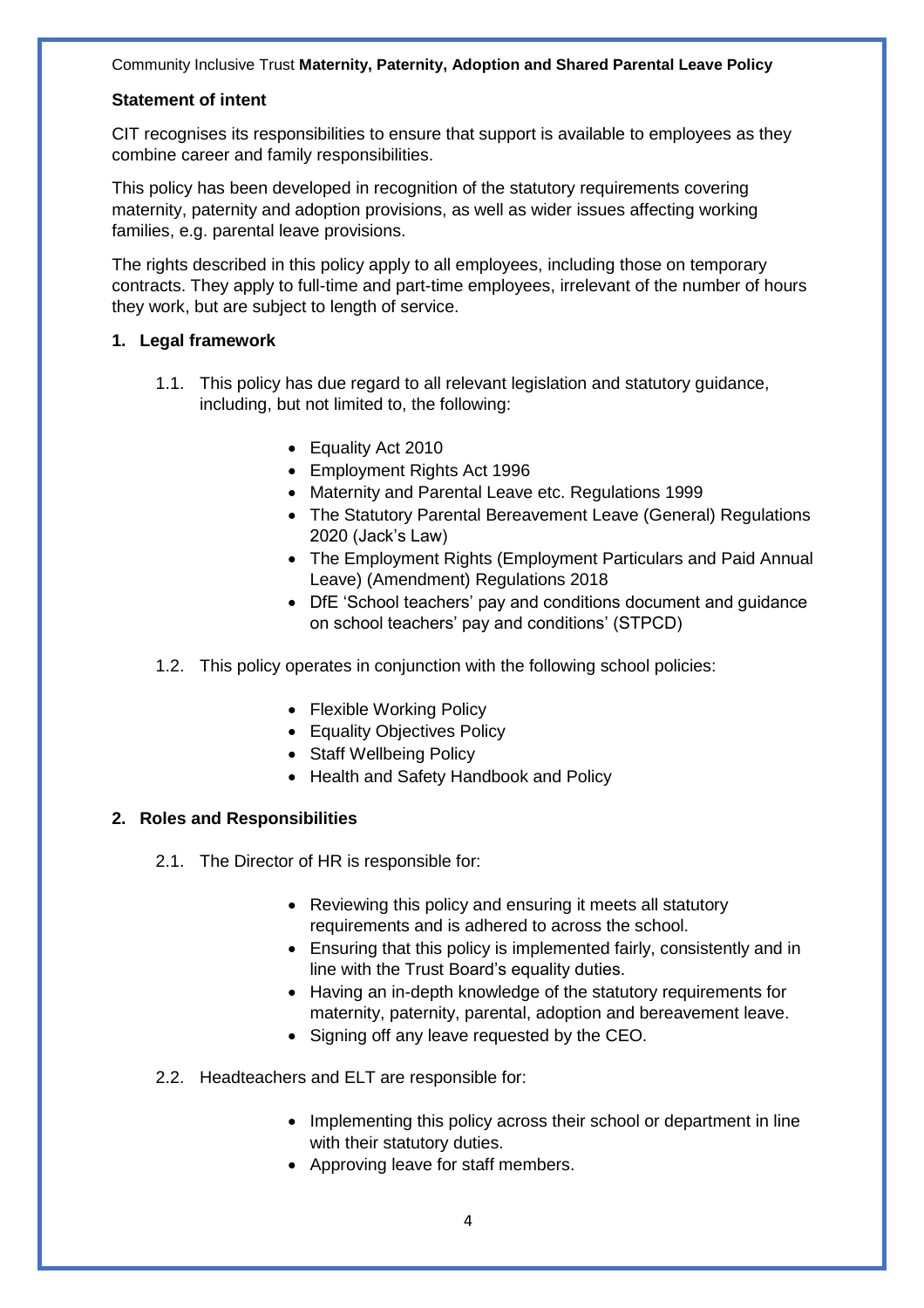**Statement of intent**

CIT recognises its responsibilities to ensure that support is available to employees as they combine career and family responsibilities.

This policy has been developed in recognition of the statutory requirements covering maternity, paternity and adoption provisions, as well as wider issues affecting working families, e.g. parental leave provisions.

The rights described in this policy apply to all employees, including those on temporary contracts. They apply to full-time and part-time employees, irrelevant of the number of hours they work, but are subject to length of service.

**1. Legal framework**

1.1. This policy has due regard to all relevant legislation and statutory guidance, including, but not limited to, the following:

- Equality Act 2010
- Employment Rights Act 1996
- Maternity and Parental Leave etc. Regulations 1999
- The Statutory Parental Bereavement Leave (General) Regulations 2020 (Jack's Law)
- The Employment Rights (Employment Particulars and Paid Annual Leave) (Amendment) Regulations 2018
- DfE 'School teachers' pay and conditions document and guidance on school teachers' pay and conditions' (STPCD)

1.2. This policy operates in conjunction with the following school policies:

- Flexible Working Policy
- Equality Objectives Policy
- Staff Wellbeing Policy
- Health and Safety Handbook and Policy

**2. Roles and Responsibilities**

2.1. The Director of HR is responsible for:

- Reviewing this policy and ensuring it meets all statutory requirements and is adhered to across the school.
- Ensuring that this policy is implemented fairly, consistently and in line with the Trust Board's equality duties.
- Having an in-depth knowledge of the statutory requirements for maternity, paternity, parental, adoption and bereavement leave.
- Signing off any leave requested by the CEO.

2.2. Headteachers and ELT are responsible for:

- Implementing this policy across their school or department in line with their statutory duties.
- Approving leave for staff members.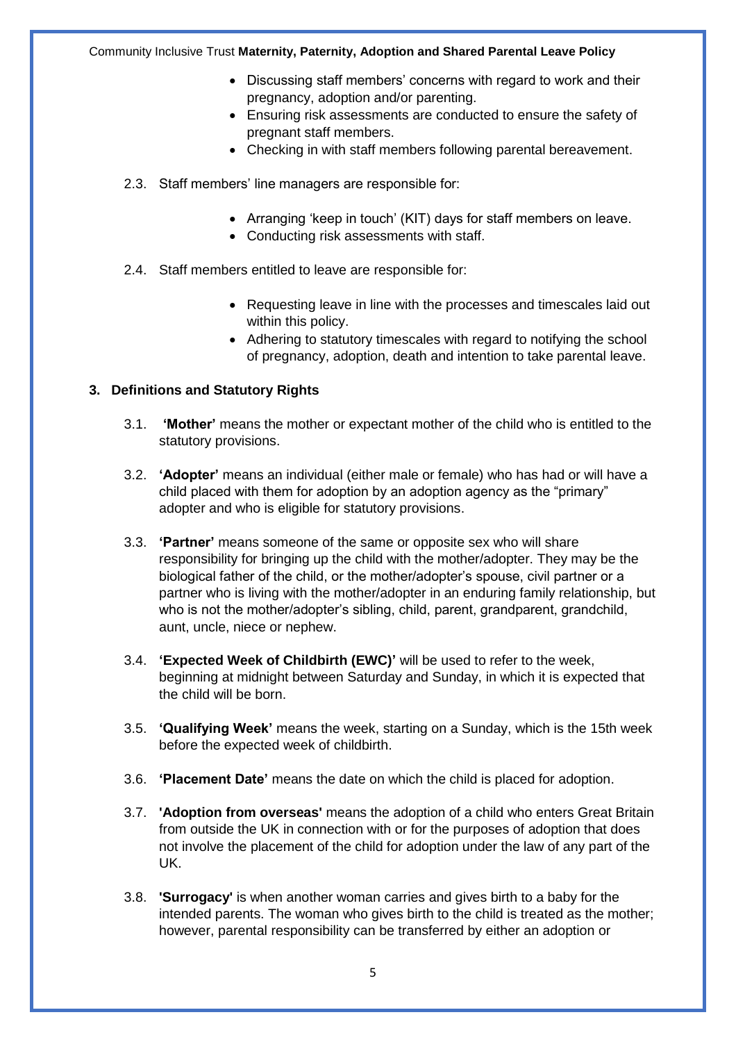- Discussing staff members' concerns with regard to work and their pregnancy, adoption and/or parenting.
- Ensuring risk assessments are conducted to ensure the safety of pregnant staff members.
- Checking in with staff members following parental bereavement.

2.3. Staff members' line managers are responsible for:

- Arranging 'keep in touch' (KIT) days for staff members on leave.
- Conducting risk assessments with staff.

2.4. Staff members entitled to leave are responsible for:

- Requesting leave in line with the processes and timescales laid out within this policy.
- Adhering to statutory timescales with regard to notifying the school of pregnancy, adoption, death and intention to take parental leave.

## 3. Definitions and Statutory Rights

3.1. **'Mother'** means the mother or expectant mother of the child who is entitled to the statutory provisions.

3.2. **'Adopter'** means an individual (either male or female) who has had or will have a child placed with them for adoption by an adoption agency as the "primary" adopter and who is eligible for statutory provisions.

3.3. **'Partner'** means someone of the same or opposite sex who will share responsibility for bringing up the child with the mother/adopter. They may be the biological father of the child, or the mother/adopter's spouse, civil partner or a partner who is living with the mother/adopter in an enduring family relationship, but who is not the mother/adopter's sibling, child, parent, grandparent, grandchild, aunt, uncle, niece or nephew.

3.4. **'Expected Week of Childbirth (EWC)'** will be used to refer to the week, beginning at midnight between Saturday and Sunday, in which it is expected that the child will be born.

3.5. **'Qualifying Week'** means the week, starting on a Sunday, which is the 15th week before the expected week of childbirth.

3.6. **'Placement Date'** means the date on which the child is placed for adoption.

3.7. **'Adoption from overseas'** means the adoption of a child who enters Great Britain from outside the UK in connection with or for the purposes of adoption that does not involve the placement of the child for adoption under the law of any part of the UK.

3.8. **'Surrogacy'** is when another woman carries and gives birth to a baby for the intended parents. The woman who gives birth to the child is treated as the mother; however, parental responsibility can be transferred by either an adoption or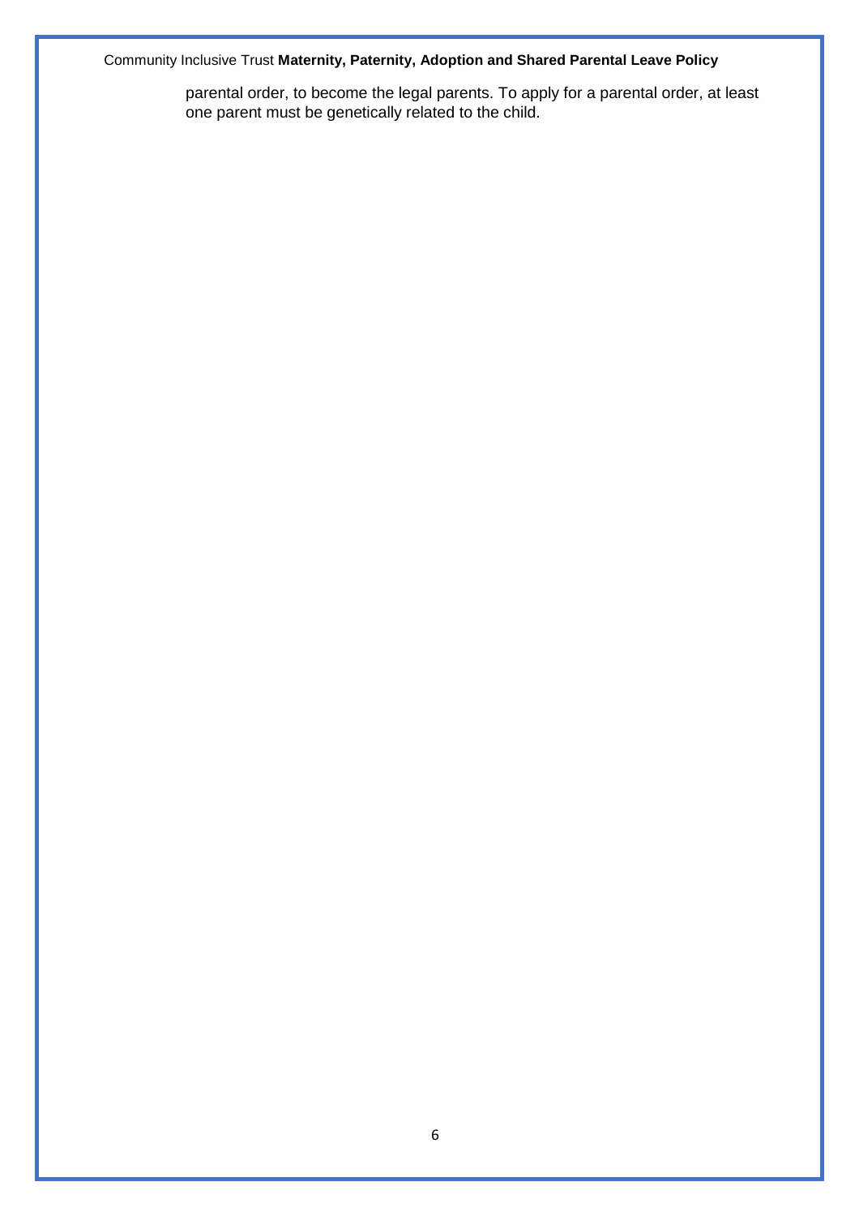parental order, to become the legal parents. To apply for a parental order, at least one parent must be genetically related to the child.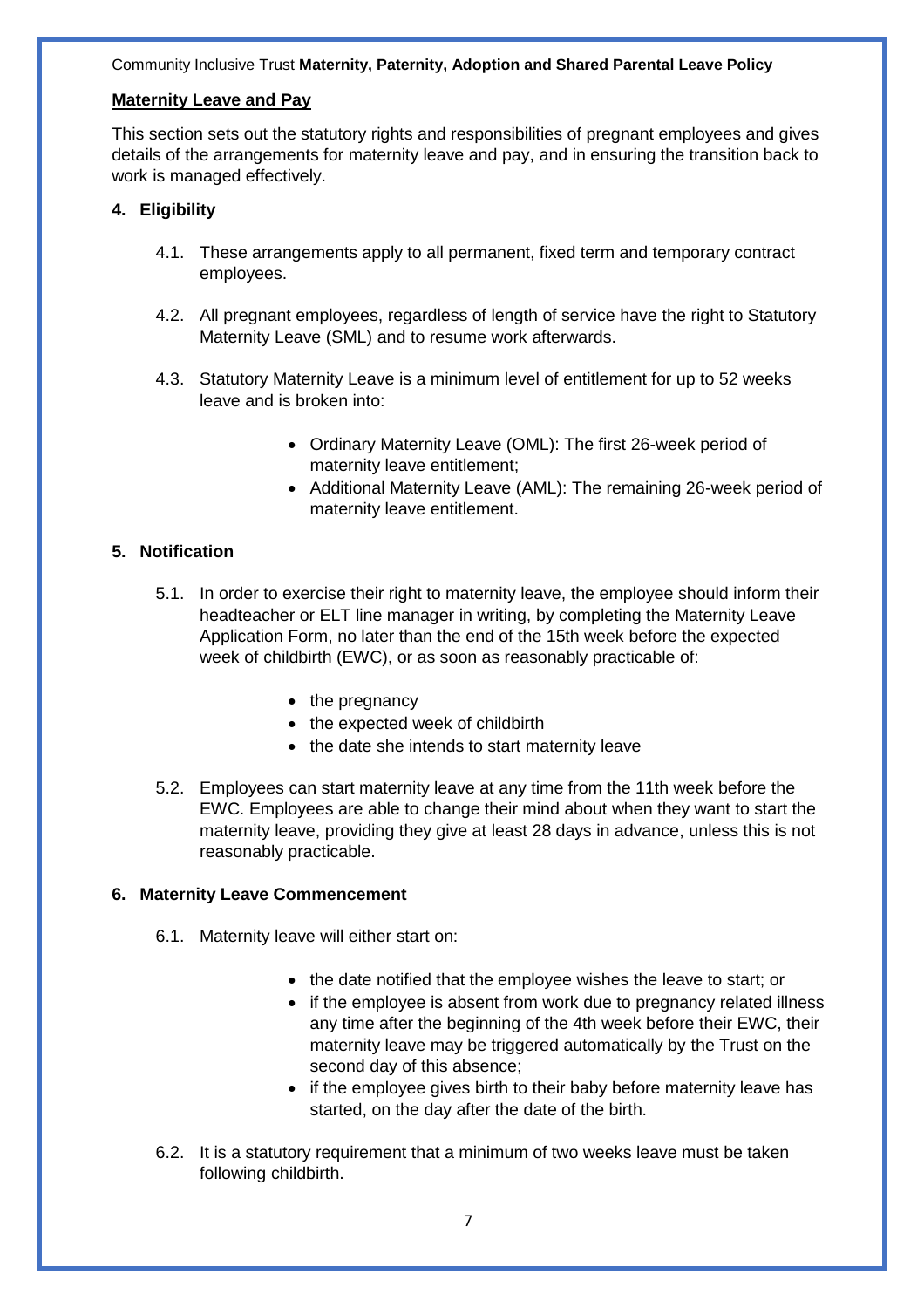## Maternity Leave and Pay

This section sets out the statutory rights and responsibilities of pregnant employees and gives details of the arrangements for maternity leave and pay, and in ensuring the transition back to work is managed effectively.

### 4. Eligibility

4.1. These arrangements apply to all permanent, fixed term and temporary contract employees.

4.2. All pregnant employees, regardless of length of service have the right to Statutory Maternity Leave (SML) and to resume work afterwards.

4.3. Statutory Maternity Leave is a minimum level of entitlement for up to 52 weeks leave and is broken into:

- Ordinary Maternity Leave (OML): The first 26-week period of maternity leave entitlement;
- Additional Maternity Leave (AML): The remaining 26-week period of maternity leave entitlement.

### 5. Notification

5.1. In order to exercise their right to maternity leave, the employee should inform their headteacher or ELT line manager in writing, by completing the Maternity Leave Application Form, no later than the end of the 15th week before the expected week of childbirth (EWC), or as soon as reasonably practicable of:

- the pregnancy
- the expected week of childbirth
- the date she intends to start maternity leave

5.2. Employees can start maternity leave at any time from the 11th week before the EWC. Employees are able to change their mind about when they want to start the maternity leave, providing they give at least 28 days in advance, unless this is not reasonably practicable.

### 6. Maternity Leave Commencement

6.1. Maternity leave will either start on:

- the date notified that the employee wishes the leave to start; or
- if the employee is absent from work due to pregnancy related illness any time after the beginning of the 4th week before their EWC, their maternity leave may be triggered automatically by the Trust on the second day of this absence;
- if the employee gives birth to their baby before maternity leave has started, on the day after the date of the birth.

6.2. It is a statutory requirement that a minimum of two weeks leave must be taken following childbirth.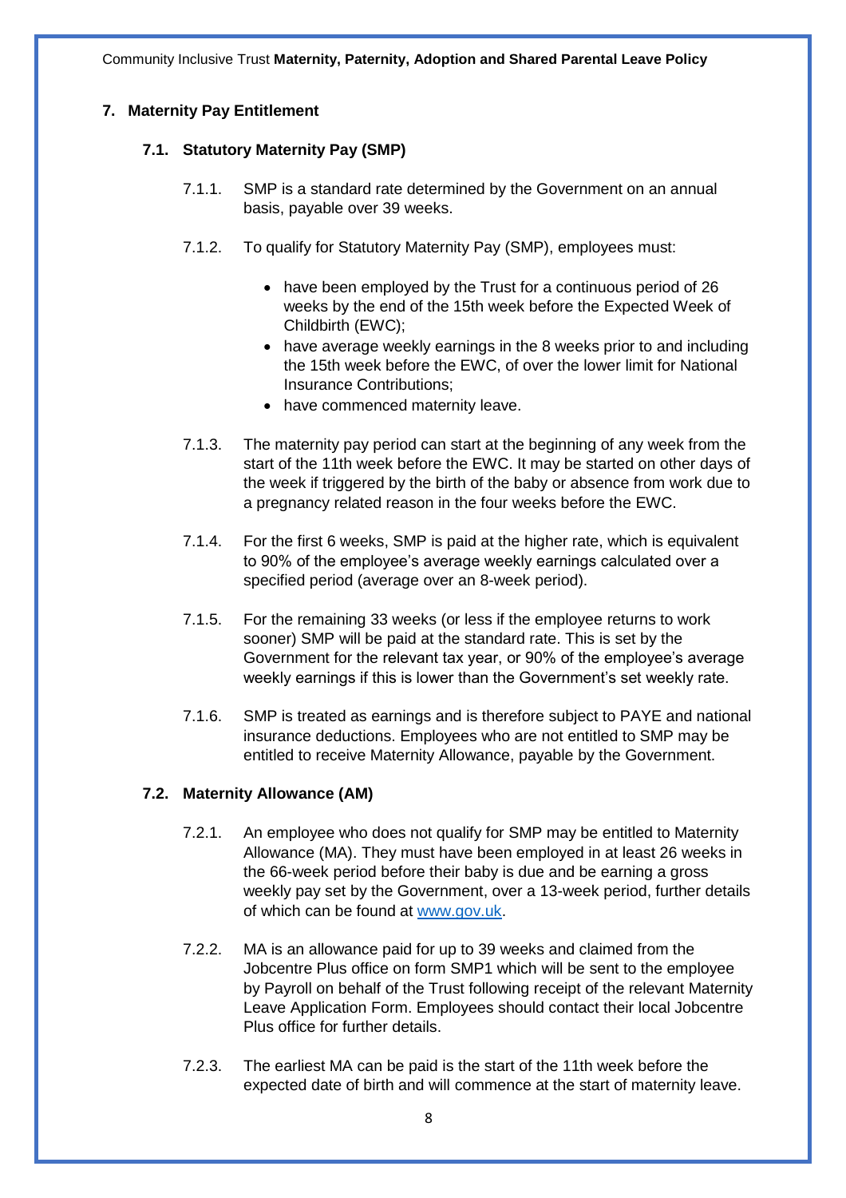## 7. Maternity Pay Entitlement

### 7.1. Statutory Maternity Pay (SMP)

7.1.1. SMP is a standard rate determined by the Government on an annual basis, payable over 39 weeks.

7.1.2. To qualify for Statutory Maternity Pay (SMP), employees must:

- have been employed by the Trust for a continuous period of 26 weeks by the end of the 15th week before the Expected Week of Childbirth (EWC);
- have average weekly earnings in the 8 weeks prior to and including the 15th week before the EWC, of over the lower limit for National Insurance Contributions;
- have commenced maternity leave.

7.1.3. The maternity pay period can start at the beginning of any week from the start of the 11th week before the EWC. It may be started on other days of the week if triggered by the birth of the baby or absence from work due to a pregnancy related reason in the four weeks before the EWC.

7.1.4. For the first 6 weeks, SMP is paid at the higher rate, which is equivalent to 90% of the employee's average weekly earnings calculated over a specified period (average over an 8-week period).

7.1.5. For the remaining 33 weeks (or less if the employee returns to work sooner) SMP will be paid at the standard rate. This is set by the Government for the relevant tax year, or 90% of the employee's average weekly earnings if this is lower than the Government's set weekly rate.

7.1.6. SMP is treated as earnings and is therefore subject to PAYE and national insurance deductions. Employees who are not entitled to SMP may be entitled to receive Maternity Allowance, payable by the Government.

### 7.2. Maternity Allowance (AM)

7.2.1. An employee who does not qualify for SMP may be entitled to Maternity Allowance (MA). They must have been employed in at least 26 weeks in the 66-week period before their baby is due and be earning a gross weekly pay set by the Government, over a 13-week period, further details of which can be found at [www.gov.uk](www.gov.uk).

7.2.2. MA is an allowance paid for up to 39 weeks and claimed from the Jobcentre Plus office on form SMP1 which will be sent to the employee by Payroll on behalf of the Trust following receipt of the relevant Maternity Leave Application Form. Employees should contact their local Jobcentre Plus office for further details.

7.2.3. The earliest MA can be paid is the start of the 11th week before the expected date of birth and will commence at the start of maternity leave.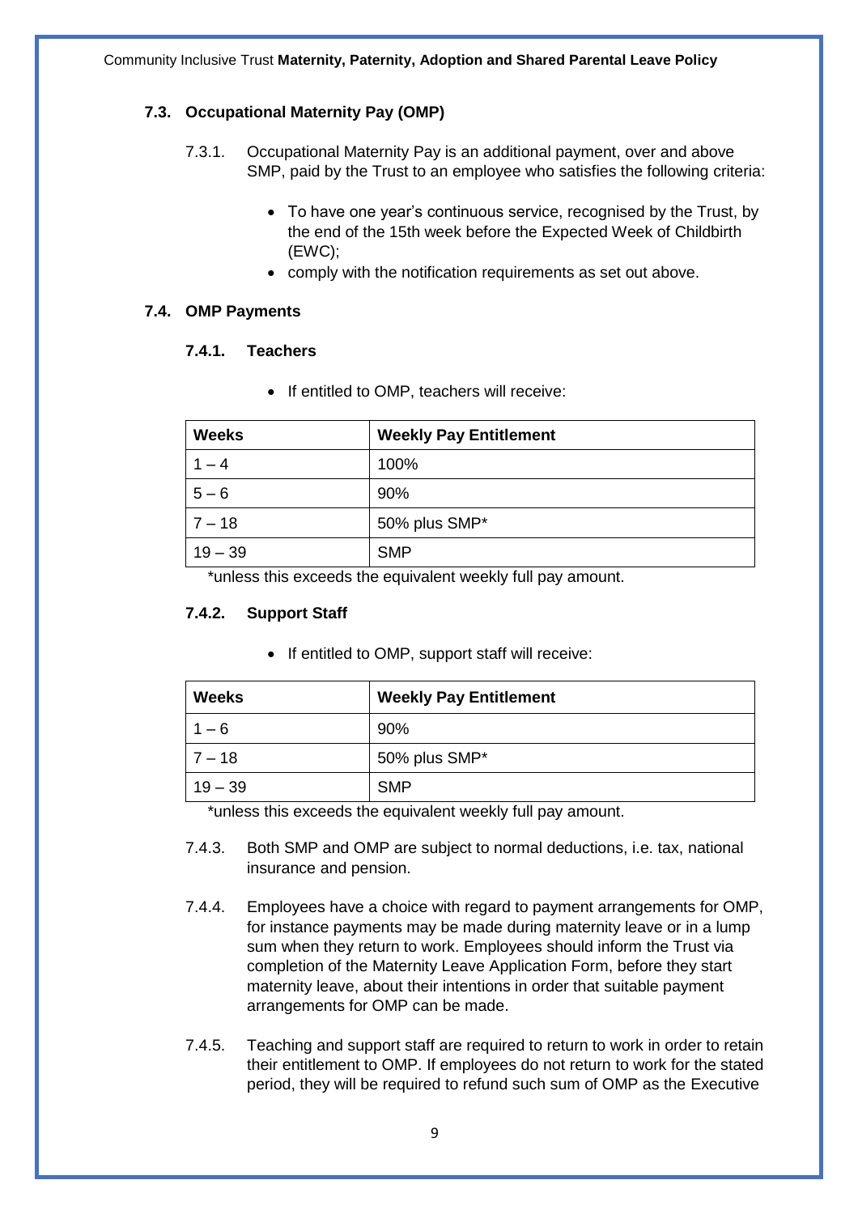### 7.3. Occupational Maternity Pay (OMP)

7.3.1. Occupational Maternity Pay is an additional payment, over and above SMP, paid by the Trust to an employee who satisfies the following criteria:

- To have one year's continuous service, recognised by the Trust, by the end of the 15th week before the Expected Week of Childbirth (EWC);
- comply with the notification requirements as set out above.

### 7.4. OMP Payments

#### 7.4.1. Teachers

- If entitled to OMP, teachers will receive:

| Weeks | Weekly Pay Entitlement |
|---|---|
| 1 – 4 | 100% |
| 5 – 6 | 90% |
| 7 – 18 | 50% plus SMP* |
| 19 – 39 | SMP |

*unless this exceeds the equivalent weekly full pay amount.

#### 7.4.2. Support Staff

- If entitled to OMP, support staff will receive:

| Weeks | Weekly Pay Entitlement |
|---|---|
| 1 – 6 | 90% |
| 7 – 18 | 50% plus SMP* |
| 19 – 39 | SMP |

*unless this exceeds the equivalent weekly full pay amount.

7.4.3. Both SMP and OMP are subject to normal deductions, i.e. tax, national insurance and pension.

7.4.4. Employees have a choice with regard to payment arrangements for OMP, for instance payments may be made during maternity leave or in a lump sum when they return to work. Employees should inform the Trust via completion of the Maternity Leave Application Form, before they start maternity leave, about their intentions in order that suitable payment arrangements for OMP can be made.

7.4.5. Teaching and support staff are required to return to work in order to retain their entitlement to OMP. If employees do not return to work for the stated period, they will be required to refund such sum of OMP as the Executive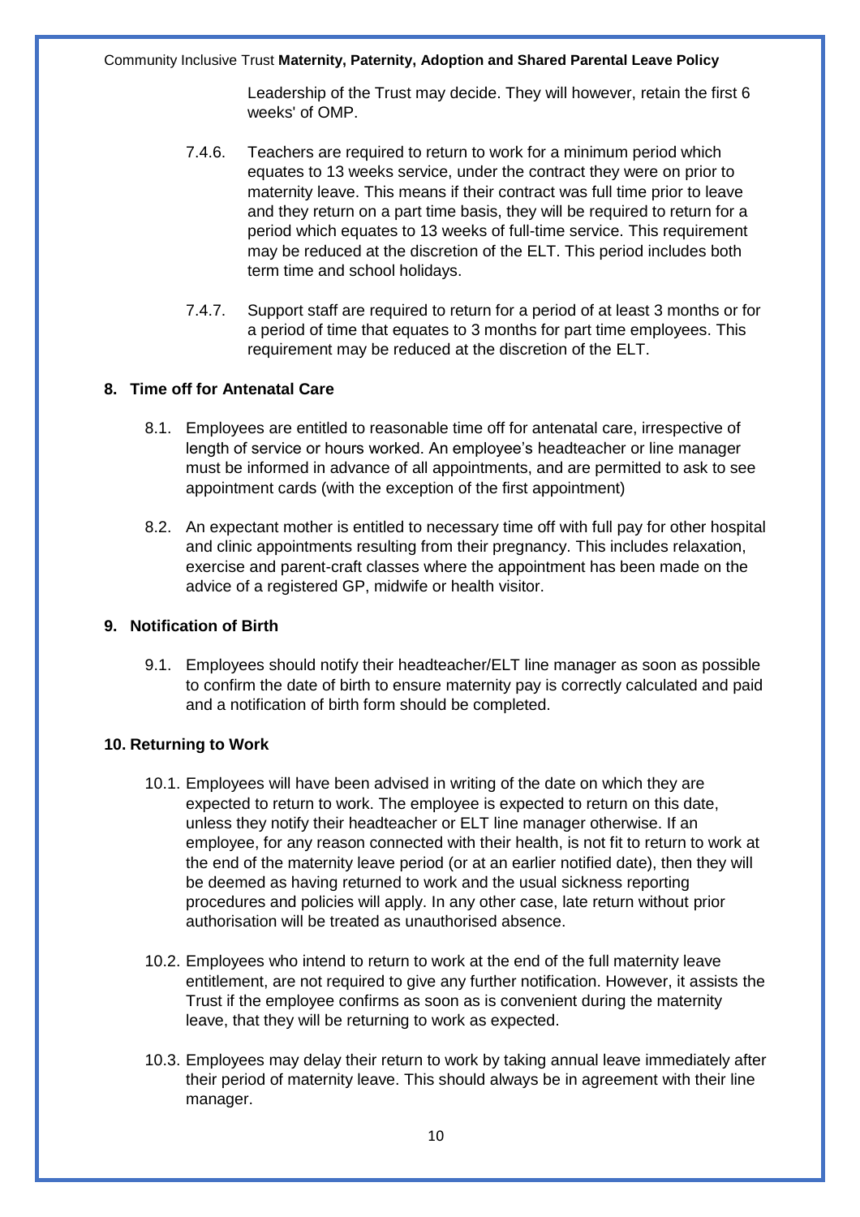Leadership of the Trust may decide. They will however, retain the first 6 weeks' of OMP.

7.4.6. Teachers are required to return to work for a minimum period which equates to 13 weeks service, under the contract they were on prior to maternity leave. This means if their contract was full time prior to leave and they return on a part time basis, they will be required to return for a period which equates to 13 weeks of full-time service. This requirement may be reduced at the discretion of the ELT. This period includes both term time and school holidays.

7.4.7. Support staff are required to return for a period of at least 3 months or for a period of time that equates to 3 months for part time employees. This requirement may be reduced at the discretion of the ELT.

## 8. Time off for Antenatal Care

8.1. Employees are entitled to reasonable time off for antenatal care, irrespective of length of service or hours worked. An employee's headteacher or line manager must be informed in advance of all appointments, and are permitted to ask to see appointment cards (with the exception of the first appointment)

8.2. An expectant mother is entitled to necessary time off with full pay for other hospital and clinic appointments resulting from their pregnancy. This includes relaxation, exercise and parent-craft classes where the appointment has been made on the advice of a registered GP, midwife or health visitor.

## 9. Notification of Birth

9.1. Employees should notify their headteacher/ELT line manager as soon as possible to confirm the date of birth to ensure maternity pay is correctly calculated and paid and a notification of birth form should be completed.

## 10. Returning to Work

10.1. Employees will have been advised in writing of the date on which they are expected to return to work. The employee is expected to return on this date, unless they notify their headteacher or ELT line manager otherwise. If an employee, for any reason connected with their health, is not fit to return to work at the end of the maternity leave period (or at an earlier notified date), then they will be deemed as having returned to work and the usual sickness reporting procedures and policies will apply. In any other case, late return without prior authorisation will be treated as unauthorised absence.

10.2. Employees who intend to return to work at the end of the full maternity leave entitlement, are not required to give any further notification. However, it assists the Trust if the employee confirms as soon as is convenient during the maternity leave, that they will be returning to work as expected.

10.3. Employees may delay their return to work by taking annual leave immediately after their period of maternity leave. This should always be in agreement with their line manager.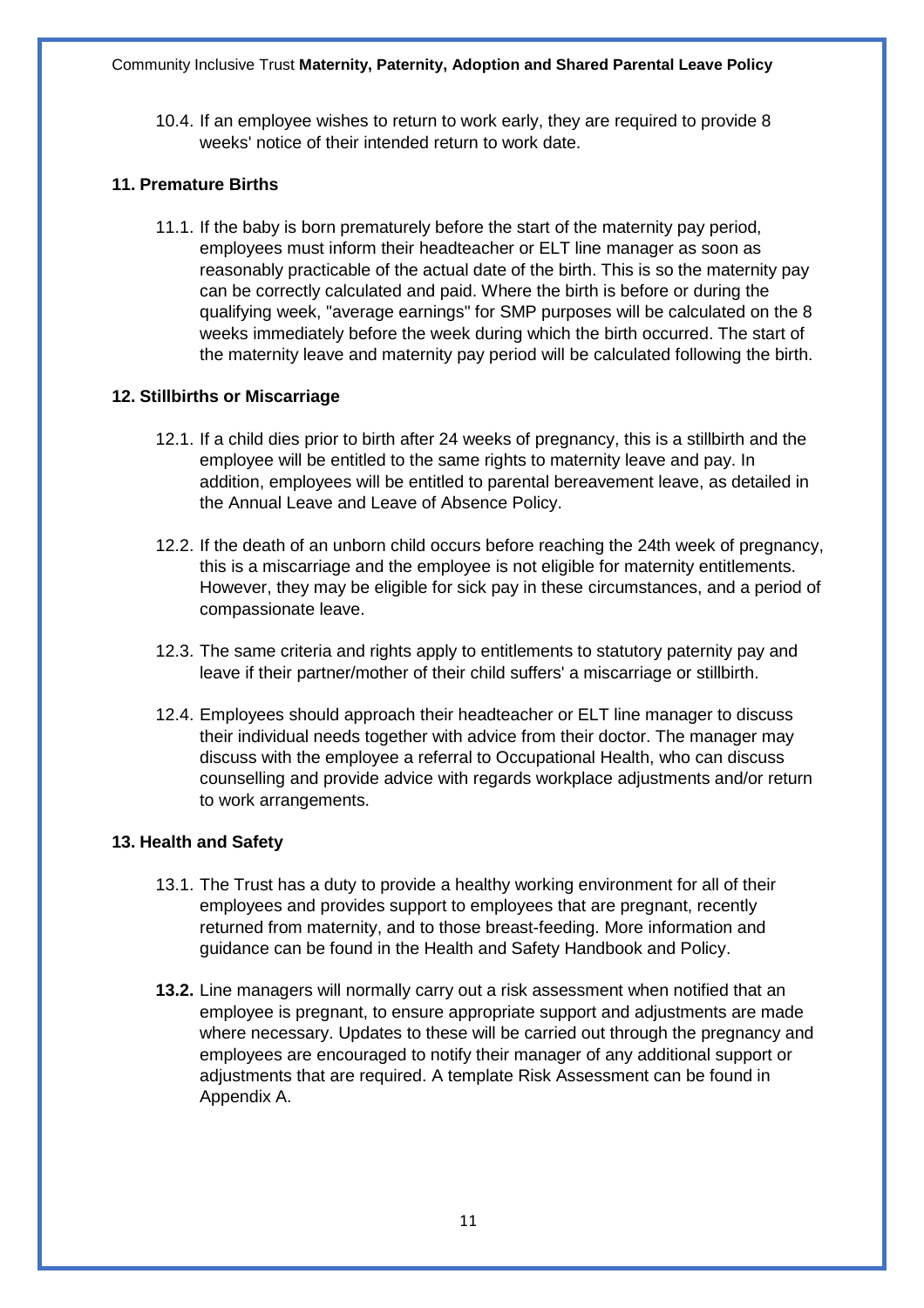10.4. If an employee wishes to return to work early, they are required to provide 8 weeks' notice of their intended return to work date.

## 11. Premature Births

11.1. If the baby is born prematurely before the start of the maternity pay period, employees must inform their headteacher or ELT line manager as soon as reasonably practicable of the actual date of the birth. This is so the maternity pay can be correctly calculated and paid. Where the birth is before or during the qualifying week, "average earnings" for SMP purposes will be calculated on the 8 weeks immediately before the week during which the birth occurred. The start of the maternity leave and maternity pay period will be calculated following the birth.

## 12. Stillbirths or Miscarriage

12.1. If a child dies prior to birth after 24 weeks of pregnancy, this is a stillbirth and the employee will be entitled to the same rights to maternity leave and pay. In addition, employees will be entitled to parental bereavement leave, as detailed in the Annual Leave and Leave of Absence Policy.

12.2. If the death of an unborn child occurs before reaching the 24th week of pregnancy, this is a miscarriage and the employee is not eligible for maternity entitlements. However, they may be eligible for sick pay in these circumstances, and a period of compassionate leave.

12.3. The same criteria and rights apply to entitlements to statutory paternity pay and leave if their partner/mother of their child suffers' a miscarriage or stillbirth.

12.4. Employees should approach their headteacher or ELT line manager to discuss their individual needs together with advice from their doctor. The manager may discuss with the employee a referral to Occupational Health, who can discuss counselling and provide advice with regards workplace adjustments and/or return to work arrangements.

## 13. Health and Safety

13.1. The Trust has a duty to provide a healthy working environment for all of their employees and provides support to employees that are pregnant, recently returned from maternity, and to those breast-feeding. More information and guidance can be found in the Health and Safety Handbook and Policy.

**13.2.** Line managers will normally carry out a risk assessment when notified that an employee is pregnant, to ensure appropriate support and adjustments are made where necessary. Updates to these will be carried out through the pregnancy and employees are encouraged to notify their manager of any additional support or adjustments that are required. A template Risk Assessment can be found in Appendix A.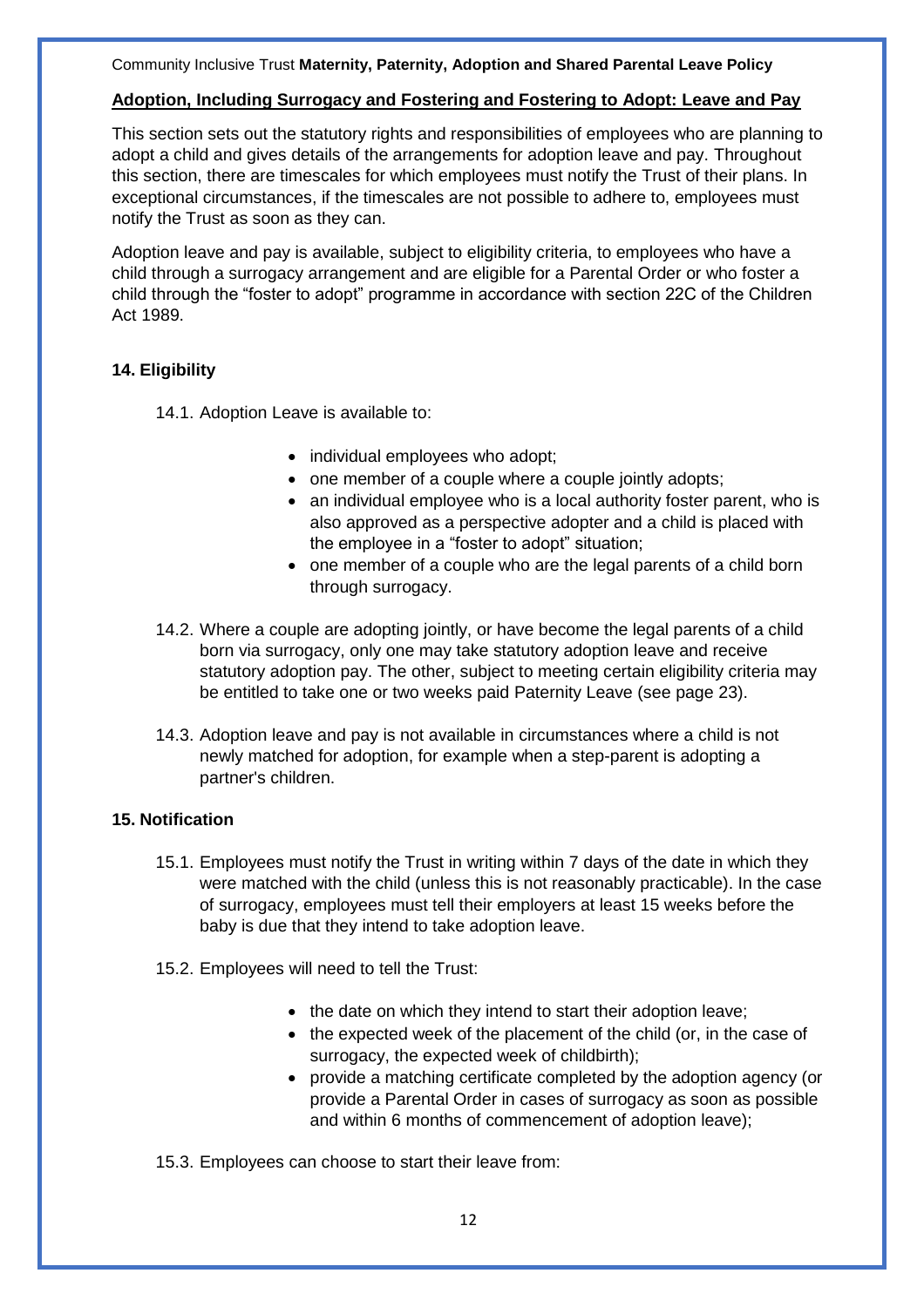## Adoption, Including Surrogacy and Fostering and Fostering to Adopt: Leave and Pay

This section sets out the statutory rights and responsibilities of employees who are planning to adopt a child and gives details of the arrangements for adoption leave and pay. Throughout this section, there are timescales for which employees must notify the Trust of their plans. In exceptional circumstances, if the timescales are not possible to adhere to, employees must notify the Trust as soon as they can.

Adoption leave and pay is available, subject to eligibility criteria, to employees who have a child through a surrogacy arrangement and are eligible for a Parental Order or who foster a child through the "foster to adopt" programme in accordance with section 22C of the Children Act 1989.

### 14. Eligibility

14.1. Adoption Leave is available to:

- individual employees who adopt;
- one member of a couple where a couple jointly adopts;
- an individual employee who is a local authority foster parent, who is also approved as a perspective adopter and a child is placed with the employee in a "foster to adopt" situation;
- one member of a couple who are the legal parents of a child born through surrogacy.

14.2. Where a couple are adopting jointly, or have become the legal parents of a child born via surrogacy, only one may take statutory adoption leave and receive statutory adoption pay. The other, subject to meeting certain eligibility criteria may be entitled to take one or two weeks paid Paternity Leave (see page 23).

14.3. Adoption leave and pay is not available in circumstances where a child is not newly matched for adoption, for example when a step-parent is adopting a partner's children.

### 15. Notification

15.1. Employees must notify the Trust in writing within 7 days of the date in which they were matched with the child (unless this is not reasonably practicable). In the case of surrogacy, employees must tell their employers at least 15 weeks before the baby is due that they intend to take adoption leave.

15.2. Employees will need to tell the Trust:

- the date on which they intend to start their adoption leave;
- the expected week of the placement of the child (or, in the case of surrogacy, the expected week of childbirth);
- provide a matching certificate completed by the adoption agency (or provide a Parental Order in cases of surrogacy as soon as possible and within 6 months of commencement of adoption leave);

15.3. Employees can choose to start their leave from: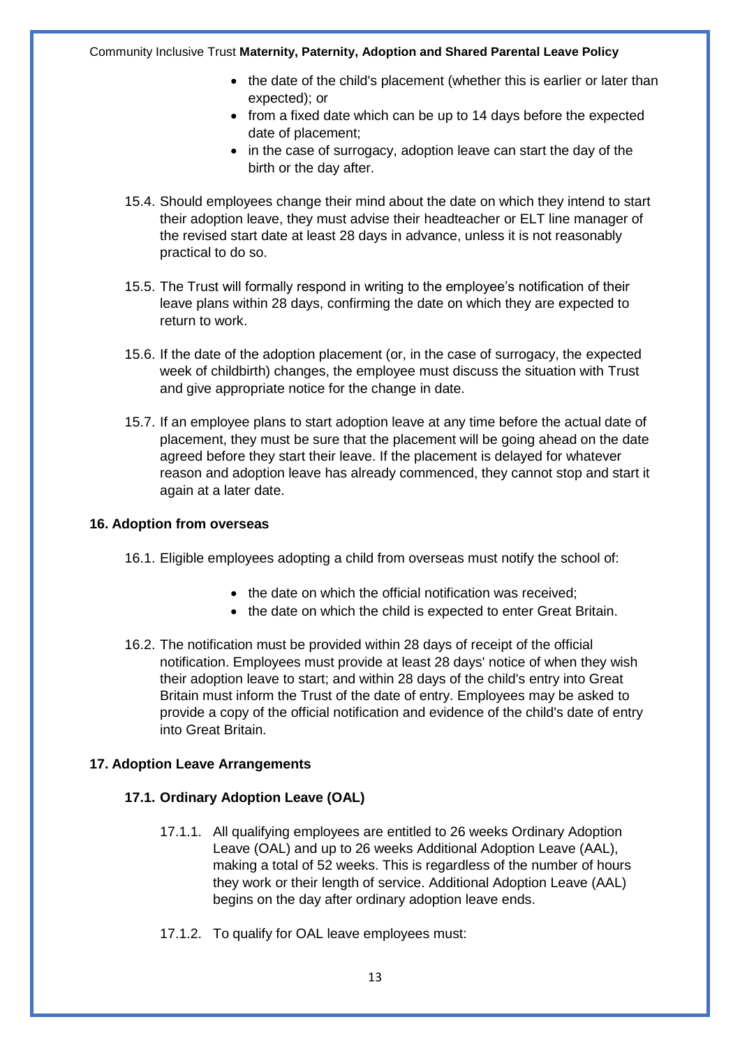- the date of the child's placement (whether this is earlier or later than expected); or
- from a fixed date which can be up to 14 days before the expected date of placement;
- in the case of surrogacy, adoption leave can start the day of the birth or the day after.

15.4. Should employees change their mind about the date on which they intend to start their adoption leave, they must advise their headteacher or ELT line manager of the revised start date at least 28 days in advance, unless it is not reasonably practical to do so.

15.5. The Trust will formally respond in writing to the employee's notification of their leave plans within 28 days, confirming the date on which they are expected to return to work.

15.6. If the date of the adoption placement (or, in the case of surrogacy, the expected week of childbirth) changes, the employee must discuss the situation with Trust and give appropriate notice for the change in date.

15.7. If an employee plans to start adoption leave at any time before the actual date of placement, they must be sure that the placement will be going ahead on the date agreed before they start their leave. If the placement is delayed for whatever reason and adoption leave has already commenced, they cannot stop and start it again at a later date.

## 16. Adoption from overseas

16.1. Eligible employees adopting a child from overseas must notify the school of:

- the date on which the official notification was received;
- the date on which the child is expected to enter Great Britain.

16.2. The notification must be provided within 28 days of receipt of the official notification. Employees must provide at least 28 days' notice of when they wish their adoption leave to start; and within 28 days of the child's entry into Great Britain must inform the Trust of the date of entry. Employees may be asked to provide a copy of the official notification and evidence of the child's date of entry into Great Britain.

## 17. Adoption Leave Arrangements

### 17.1. Ordinary Adoption Leave (OAL)

17.1.1. All qualifying employees are entitled to 26 weeks Ordinary Adoption Leave (OAL) and up to 26 weeks Additional Adoption Leave (AAL), making a total of 52 weeks. This is regardless of the number of hours they work or their length of service. Additional Adoption Leave (AAL) begins on the day after ordinary adoption leave ends.

17.1.2. To qualify for OAL leave employees must: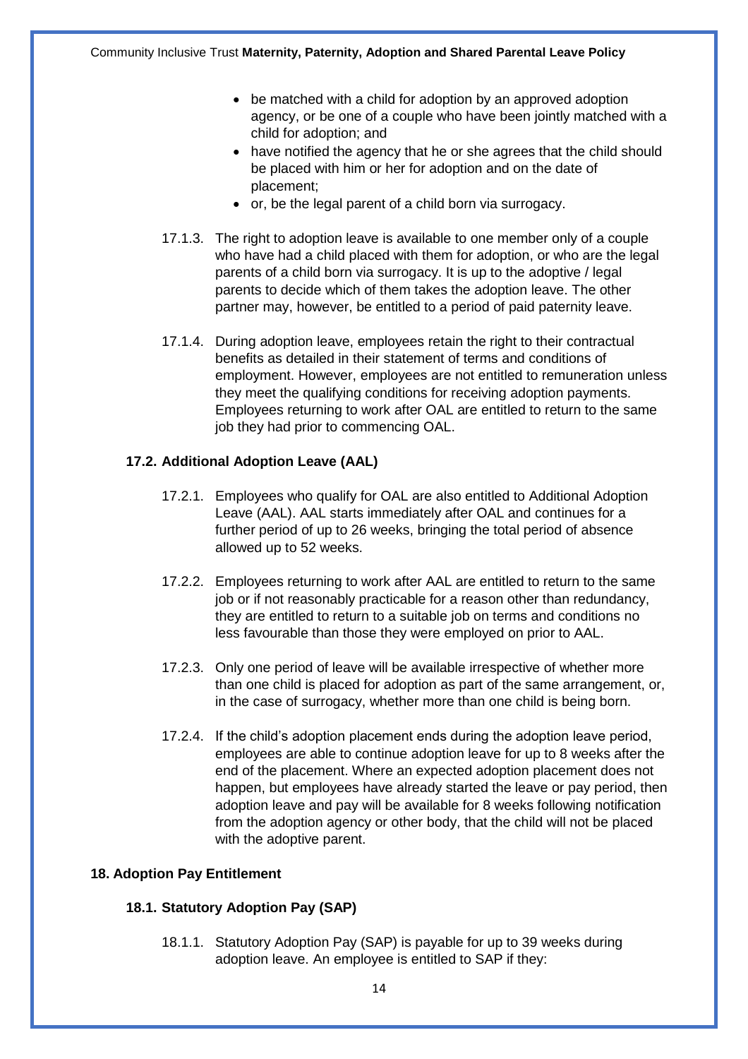- be matched with a child for adoption by an approved adoption agency, or be one of a couple who have been jointly matched with a child for adoption; and
- have notified the agency that he or she agrees that the child should be placed with him or her for adoption and on the date of placement;
- or, be the legal parent of a child born via surrogacy.

17.1.3. The right to adoption leave is available to one member only of a couple who have had a child placed with them for adoption, or who are the legal parents of a child born via surrogacy. It is up to the adoptive / legal parents to decide which of them takes the adoption leave. The other partner may, however, be entitled to a period of paid paternity leave.

17.1.4. During adoption leave, employees retain the right to their contractual benefits as detailed in their statement of terms and conditions of employment. However, employees are not entitled to remuneration unless they meet the qualifying conditions for receiving adoption payments. Employees returning to work after OAL are entitled to return to the same job they had prior to commencing OAL.

### 17.2. Additional Adoption Leave (AAL)

17.2.1. Employees who qualify for OAL are also entitled to Additional Adoption Leave (AAL). AAL starts immediately after OAL and continues for a further period of up to 26 weeks, bringing the total period of absence allowed up to 52 weeks.

17.2.2. Employees returning to work after AAL are entitled to return to the same job or if not reasonably practicable for a reason other than redundancy, they are entitled to return to a suitable job on terms and conditions no less favourable than those they were employed on prior to AAL.

17.2.3. Only one period of leave will be available irrespective of whether more than one child is placed for adoption as part of the same arrangement, or, in the case of surrogacy, whether more than one child is being born.

17.2.4. If the child's adoption placement ends during the adoption leave period, employees are able to continue adoption leave for up to 8 weeks after the end of the placement. Where an expected adoption placement does not happen, but employees have already started the leave or pay period, then adoption leave and pay will be available for 8 weeks following notification from the adoption agency or other body, that the child will not be placed with the adoptive parent.

## 18. Adoption Pay Entitlement

### 18.1. Statutory Adoption Pay (SAP)

18.1.1. Statutory Adoption Pay (SAP) is payable for up to 39 weeks during adoption leave. An employee is entitled to SAP if they: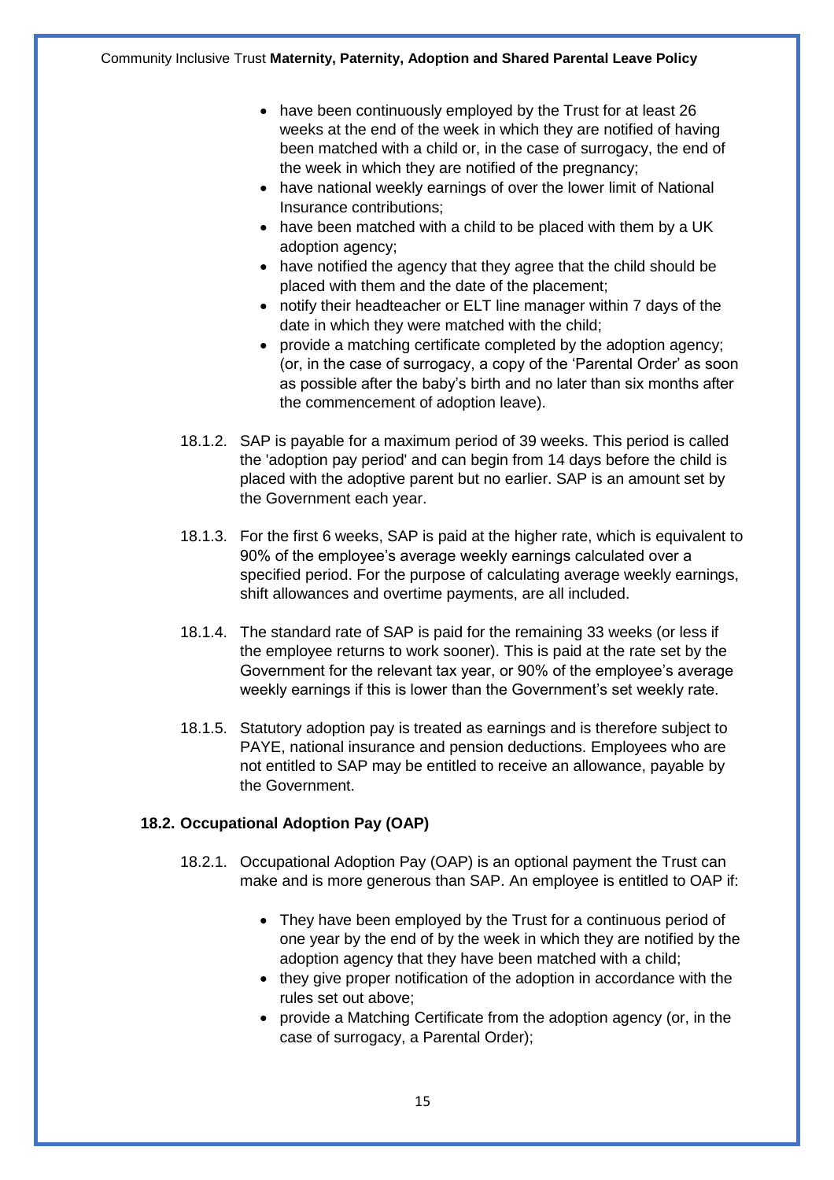- have been continuously employed by the Trust for at least 26 weeks at the end of the week in which they are notified of having been matched with a child or, in the case of surrogacy, the end of the week in which they are notified of the pregnancy;
- have national weekly earnings of over the lower limit of National Insurance contributions;
- have been matched with a child to be placed with them by a UK adoption agency;
- have notified the agency that they agree that the child should be placed with them and the date of the placement;
- notify their headteacher or ELT line manager within 7 days of the date in which they were matched with the child;
- provide a matching certificate completed by the adoption agency; (or, in the case of surrogacy, a copy of the 'Parental Order' as soon as possible after the baby's birth and no later than six months after the commencement of adoption leave).

18.1.2. SAP is payable for a maximum period of 39 weeks. This period is called the 'adoption pay period' and can begin from 14 days before the child is placed with the adoptive parent but no earlier. SAP is an amount set by the Government each year.

18.1.3. For the first 6 weeks, SAP is paid at the higher rate, which is equivalent to 90% of the employee's average weekly earnings calculated over a specified period. For the purpose of calculating average weekly earnings, shift allowances and overtime payments, are all included.

18.1.4. The standard rate of SAP is paid for the remaining 33 weeks (or less if the employee returns to work sooner). This is paid at the rate set by the Government for the relevant tax year, or 90% of the employee's average weekly earnings if this is lower than the Government's set weekly rate.

18.1.5. Statutory adoption pay is treated as earnings and is therefore subject to PAYE, national insurance and pension deductions. Employees who are not entitled to SAP may be entitled to receive an allowance, payable by the Government.

### 18.2. Occupational Adoption Pay (OAP)

18.2.1. Occupational Adoption Pay (OAP) is an optional payment the Trust can make and is more generous than SAP. An employee is entitled to OAP if:

- They have been employed by the Trust for a continuous period of one year by the end of by the week in which they are notified by the adoption agency that they have been matched with a child;
- they give proper notification of the adoption in accordance with the rules set out above;
- provide a Matching Certificate from the adoption agency (or, in the case of surrogacy, a Parental Order);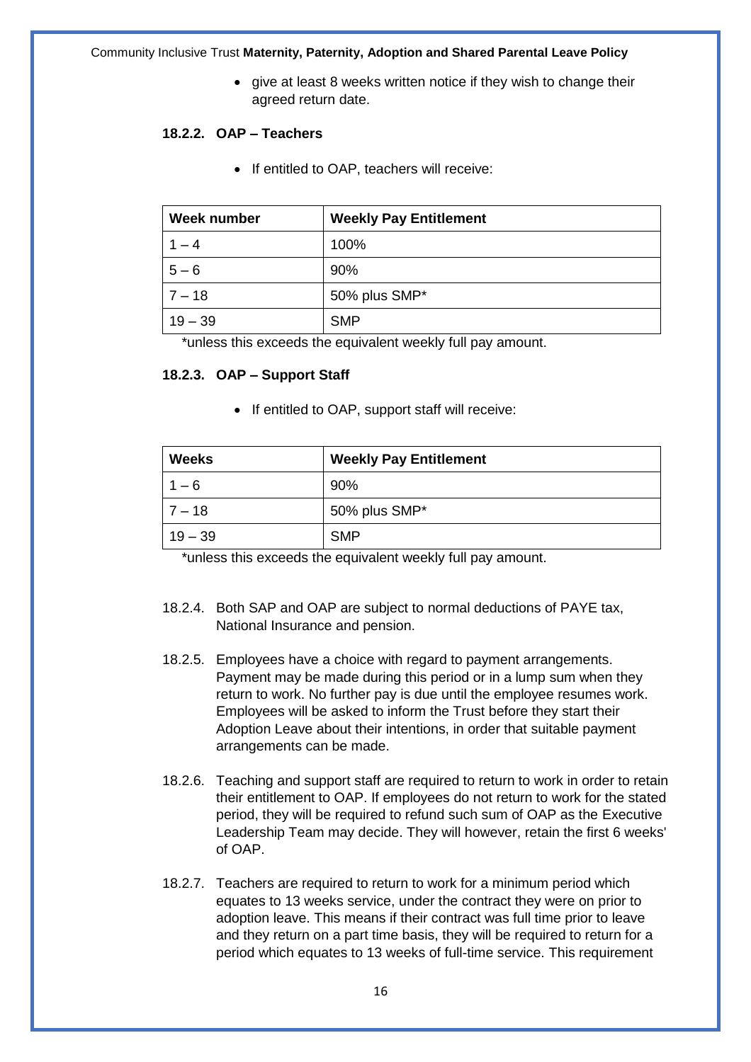- give at least 8 weeks written notice if they wish to change their agreed return date.

#### 18.2.2. OAP – Teachers

- If entitled to OAP, teachers will receive:

| Week number | Weekly Pay Entitlement |
| --- | --- |
| 1 – 4 | 100% |
| 5 – 6 | 90% |
| 7 – 18 | 50% plus SMP* |
| 19 – 39 | SMP |

*unless this exceeds the equivalent weekly full pay amount.

#### 18.2.3. OAP – Support Staff

- If entitled to OAP, support staff will receive:

| Weeks | Weekly Pay Entitlement |
| --- | --- |
| 1 – 6 | 90% |
| 7 – 18 | 50% plus SMP* |
| 19 – 39 | SMP |

*unless this exceeds the equivalent weekly full pay amount.

18.2.4. Both SAP and OAP are subject to normal deductions of PAYE tax, National Insurance and pension.

18.2.5. Employees have a choice with regard to payment arrangements. Payment may be made during this period or in a lump sum when they return to work. No further pay is due until the employee resumes work. Employees will be asked to inform the Trust before they start their Adoption Leave about their intentions, in order that suitable payment arrangements can be made.

18.2.6. Teaching and support staff are required to return to work in order to retain their entitlement to OAP. If employees do not return to work for the stated period, they will be required to refund such sum of OAP as the Executive Leadership Team may decide. They will however, retain the first 6 weeks' of OAP.

18.2.7. Teachers are required to return to work for a minimum period which equates to 13 weeks service, under the contract they were on prior to adoption leave. This means if their contract was full time prior to leave and they return on a part time basis, they will be required to return for a period which equates to 13 weeks of full-time service. This requirement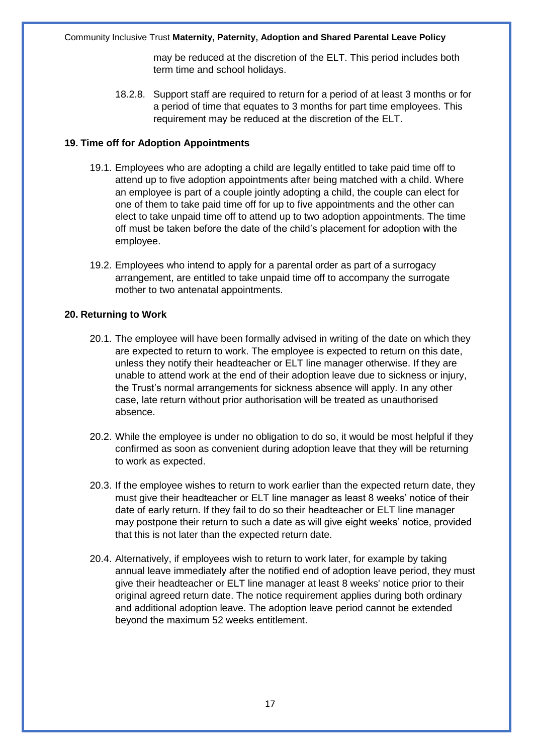may be reduced at the discretion of the ELT. This period includes both term time and school holidays.

18.2.8. Support staff are required to return for a period of at least 3 months or for a period of time that equates to 3 months for part time employees. This requirement may be reduced at the discretion of the ELT.

## 19. Time off for Adoption Appointments

19.1. Employees who are adopting a child are legally entitled to take paid time off to attend up to five adoption appointments after being matched with a child. Where an employee is part of a couple jointly adopting a child, the couple can elect for one of them to take paid time off for up to five appointments and the other can elect to take unpaid time off to attend up to two adoption appointments. The time off must be taken before the date of the child's placement for adoption with the employee.

19.2. Employees who intend to apply for a parental order as part of a surrogacy arrangement, are entitled to take unpaid time off to accompany the surrogate mother to two antenatal appointments.

## 20. Returning to Work

20.1. The employee will have been formally advised in writing of the date on which they are expected to return to work. The employee is expected to return on this date, unless they notify their headteacher or ELT line manager otherwise. If they are unable to attend work at the end of their adoption leave due to sickness or injury, the Trust's normal arrangements for sickness absence will apply. In any other case, late return without prior authorisation will be treated as unauthorised absence.

20.2. While the employee is under no obligation to do so, it would be most helpful if they confirmed as soon as convenient during adoption leave that they will be returning to work as expected.

20.3. If the employee wishes to return to work earlier than the expected return date, they must give their headteacher or ELT line manager as least 8 weeks' notice of their date of early return. If they fail to do so their headteacher or ELT line manager may postpone their return to such a date as will give eight weeks' notice, provided that this is not later than the expected return date.

20.4. Alternatively, if employees wish to return to work later, for example by taking annual leave immediately after the notified end of adoption leave period, they must give their headteacher or ELT line manager at least 8 weeks' notice prior to their original agreed return date. The notice requirement applies during both ordinary and additional adoption leave. The adoption leave period cannot be extended beyond the maximum 52 weeks entitlement.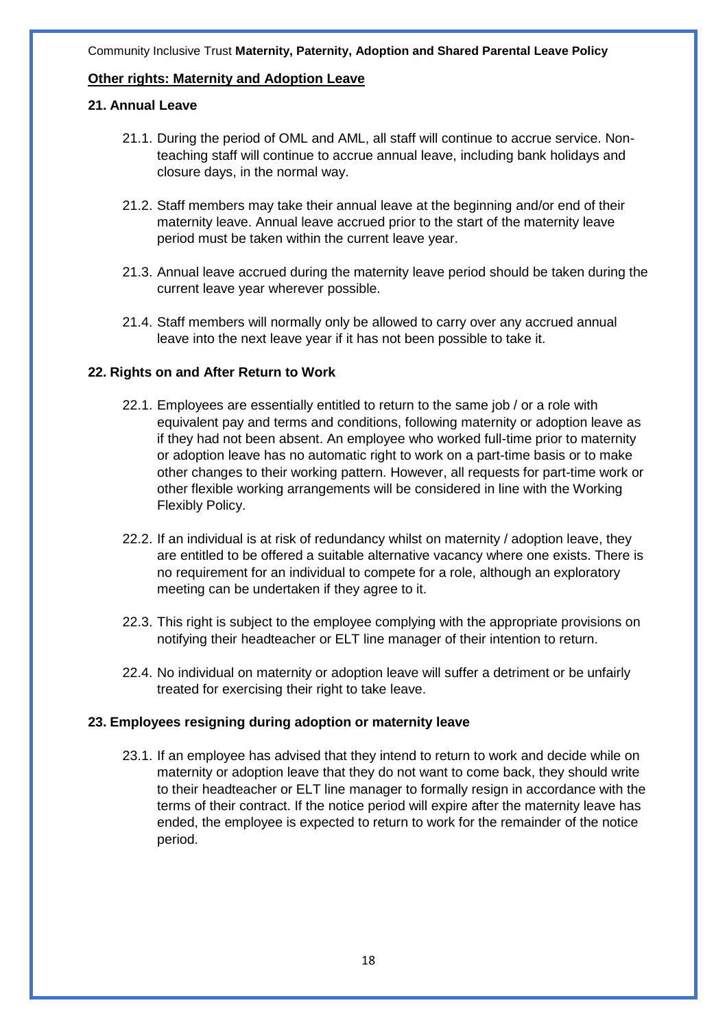**Other rights: Maternity and Adoption Leave**

**21. Annual Leave**

21.1. During the period of OML and AML, all staff will continue to accrue service. Non-teaching staff will continue to accrue annual leave, including bank holidays and closure days, in the normal way.

21.2. Staff members may take their annual leave at the beginning and/or end of their maternity leave. Annual leave accrued prior to the start of the maternity leave period must be taken within the current leave year.

21.3. Annual leave accrued during the maternity leave period should be taken during the current leave year wherever possible.

21.4. Staff members will normally only be allowed to carry over any accrued annual leave into the next leave year if it has not been possible to take it.

**22. Rights on and After Return to Work**

22.1. Employees are essentially entitled to return to the same job / or a role with equivalent pay and terms and conditions, following maternity or adoption leave as if they had not been absent. An employee who worked full-time prior to maternity or adoption leave has no automatic right to work on a part-time basis or to make other changes to their working pattern. However, all requests for part-time work or other flexible working arrangements will be considered in line with the Working Flexibly Policy.

22.2. If an individual is at risk of redundancy whilst on maternity / adoption leave, they are entitled to be offered a suitable alternative vacancy where one exists. There is no requirement for an individual to compete for a role, although an exploratory meeting can be undertaken if they agree to it.

22.3. This right is subject to the employee complying with the appropriate provisions on notifying their headteacher or ELT line manager of their intention to return.

22.4. No individual on maternity or adoption leave will suffer a detriment or be unfairly treated for exercising their right to take leave.

**23. Employees resigning during adoption or maternity leave**

23.1. If an employee has advised that they intend to return to work and decide while on maternity or adoption leave that they do not want to come back, they should write to their headteacher or ELT line manager to formally resign in accordance with the terms of their contract. If the notice period will expire after the maternity leave has ended, the employee is expected to return to work for the remainder of the notice period.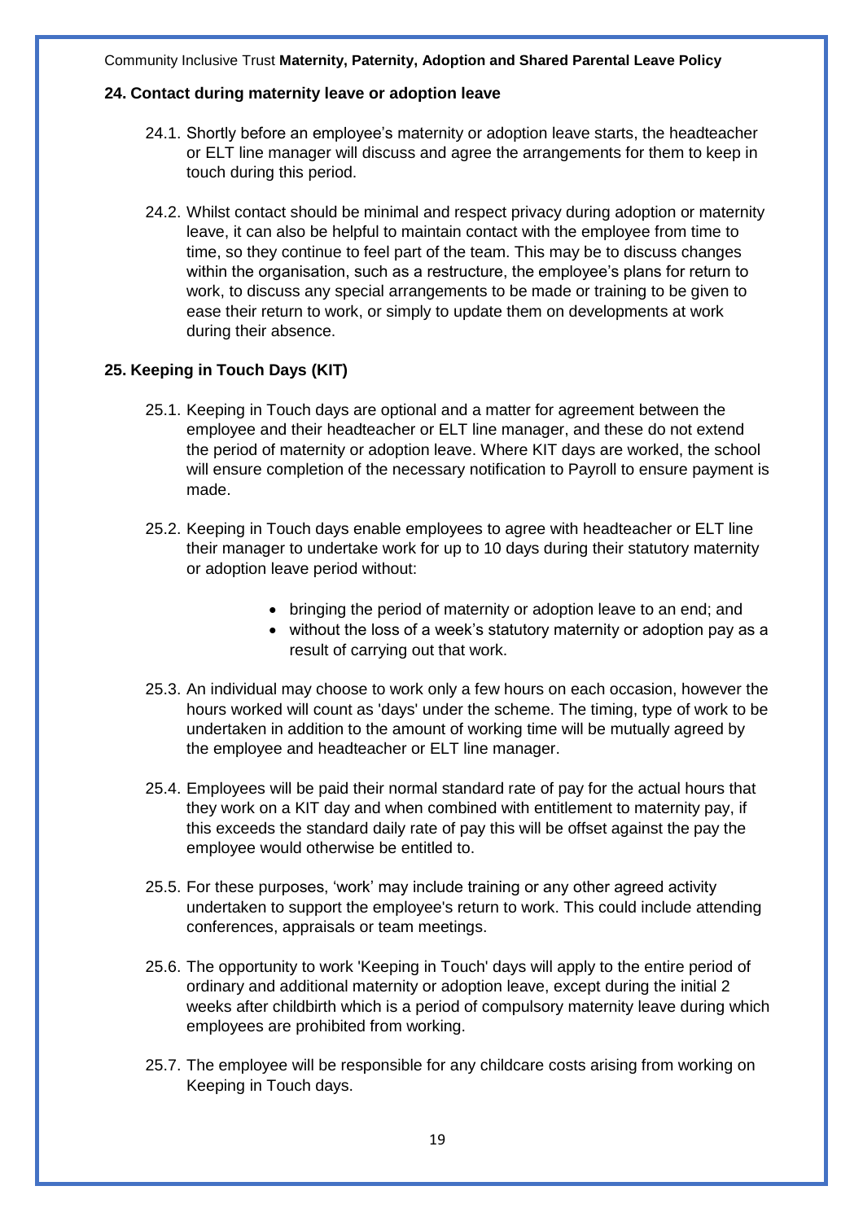## 24. Contact during maternity leave or adoption leave

24.1. Shortly before an employee's maternity or adoption leave starts, the headteacher or ELT line manager will discuss and agree the arrangements for them to keep in touch during this period.

24.2. Whilst contact should be minimal and respect privacy during adoption or maternity leave, it can also be helpful to maintain contact with the employee from time to time, so they continue to feel part of the team. This may be to discuss changes within the organisation, such as a restructure, the employee's plans for return to work, to discuss any special arrangements to be made or training to be given to ease their return to work, or simply to update them on developments at work during their absence.

## 25. Keeping in Touch Days (KIT)

25.1. Keeping in Touch days are optional and a matter for agreement between the employee and their headteacher or ELT line manager, and these do not extend the period of maternity or adoption leave. Where KIT days are worked, the school will ensure completion of the necessary notification to Payroll to ensure payment is made.

25.2. Keeping in Touch days enable employees to agree with headteacher or ELT line their manager to undertake work for up to 10 days during their statutory maternity or adoption leave period without:

- bringing the period of maternity or adoption leave to an end; and
- without the loss of a week's statutory maternity or adoption pay as a result of carrying out that work.

25.3. An individual may choose to work only a few hours on each occasion, however the hours worked will count as 'days' under the scheme. The timing, type of work to be undertaken in addition to the amount of working time will be mutually agreed by the employee and headteacher or ELT line manager.

25.4. Employees will be paid their normal standard rate of pay for the actual hours that they work on a KIT day and when combined with entitlement to maternity pay, if this exceeds the standard daily rate of pay this will be offset against the pay the employee would otherwise be entitled to.

25.5. For these purposes, 'work' may include training or any other agreed activity undertaken to support the employee's return to work. This could include attending conferences, appraisals or team meetings.

25.6. The opportunity to work 'Keeping in Touch' days will apply to the entire period of ordinary and additional maternity or adoption leave, except during the initial 2 weeks after childbirth which is a period of compulsory maternity leave during which employees are prohibited from working.

25.7. The employee will be responsible for any childcare costs arising from working on Keeping in Touch days.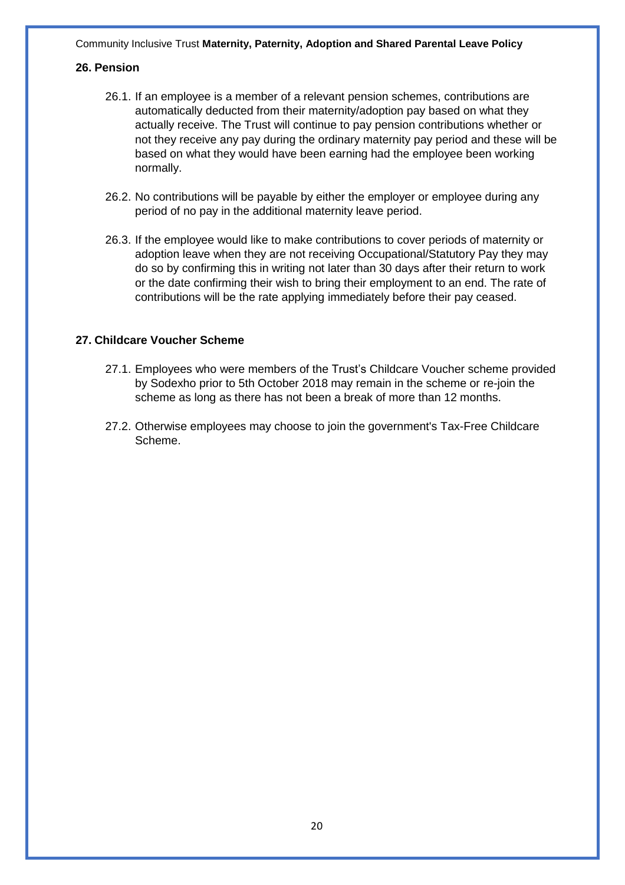## 26. Pension

26.1. If an employee is a member of a relevant pension schemes, contributions are automatically deducted from their maternity/adoption pay based on what they actually receive. The Trust will continue to pay pension contributions whether or not they receive any pay during the ordinary maternity pay period and these will be based on what they would have been earning had the employee been working normally.

26.2. No contributions will be payable by either the employer or employee during any period of no pay in the additional maternity leave period.

26.3. If the employee would like to make contributions to cover periods of maternity or adoption leave when they are not receiving Occupational/Statutory Pay they may do so by confirming this in writing not later than 30 days after their return to work or the date confirming their wish to bring their employment to an end. The rate of contributions will be the rate applying immediately before their pay ceased.

## 27. Childcare Voucher Scheme

27.1. Employees who were members of the Trust's Childcare Voucher scheme provided by Sodexho prior to 5th October 2018 may remain in the scheme or re-join the scheme as long as there has not been a break of more than 12 months.

27.2. Otherwise employees may choose to join the government's Tax-Free Childcare Scheme.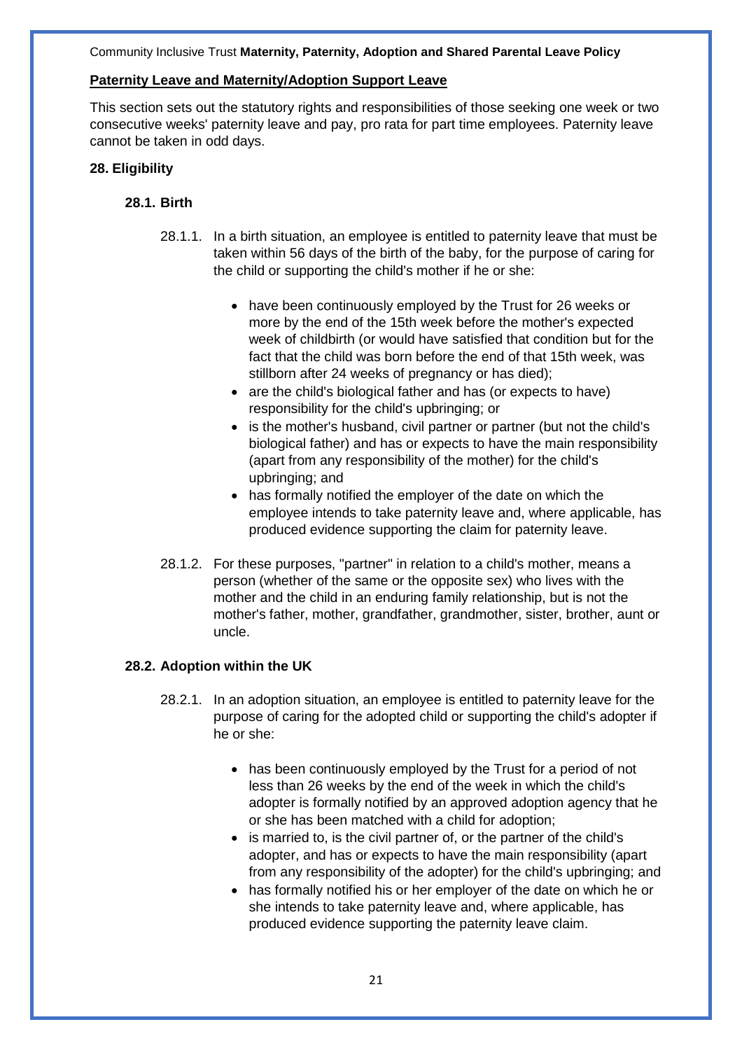**Paternity Leave and Maternity/Adoption Support Leave**

This section sets out the statutory rights and responsibilities of those seeking one week or two consecutive weeks' paternity leave and pay, pro rata for part time employees. Paternity leave cannot be taken in odd days.

## 28. Eligibility

### 28.1. Birth

28.1.1. In a birth situation, an employee is entitled to paternity leave that must be taken within 56 days of the birth of the baby, for the purpose of caring for the child or supporting the child's mother if he or she:

- have been continuously employed by the Trust for 26 weeks or more by the end of the 15th week before the mother's expected week of childbirth (or would have satisfied that condition but for the fact that the child was born before the end of that 15th week, was stillborn after 24 weeks of pregnancy or has died);
- are the child's biological father and has (or expects to have) responsibility for the child's upbringing; or
- is the mother's husband, civil partner or partner (but not the child's biological father) and has or expects to have the main responsibility (apart from any responsibility of the mother) for the child's upbringing; and
- has formally notified the employer of the date on which the employee intends to take paternity leave and, where applicable, has produced evidence supporting the claim for paternity leave.

28.1.2. For these purposes, "partner" in relation to a child's mother, means a person (whether of the same or the opposite sex) who lives with the mother and the child in an enduring family relationship, but is not the mother's father, mother, grandfather, grandmother, sister, brother, aunt or uncle.

### 28.2. Adoption within the UK

28.2.1. In an adoption situation, an employee is entitled to paternity leave for the purpose of caring for the adopted child or supporting the child's adopter if he or she:

- has been continuously employed by the Trust for a period of not less than 26 weeks by the end of the week in which the child's adopter is formally notified by an approved adoption agency that he or she has been matched with a child for adoption;
- is married to, is the civil partner of, or the partner of the child's adopter, and has or expects to have the main responsibility (apart from any responsibility of the adopter) for the child's upbringing; and
- has formally notified his or her employer of the date on which he or she intends to take paternity leave and, where applicable, has produced evidence supporting the paternity leave claim.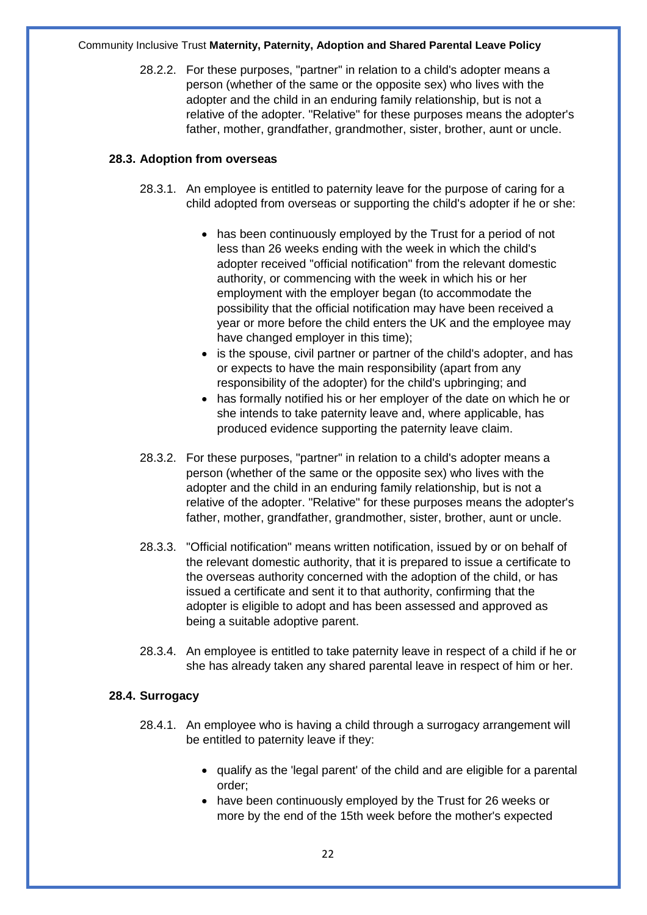28.2.2. For these purposes, "partner" in relation to a child's adopter means a person (whether of the same or the opposite sex) who lives with the adopter and the child in an enduring family relationship, but is not a relative of the adopter. "Relative" for these purposes means the adopter's father, mother, grandfather, grandmother, sister, brother, aunt or uncle.

### 28.3. Adoption from overseas

28.3.1. An employee is entitled to paternity leave for the purpose of caring for a child adopted from overseas or supporting the child's adopter if he or she:

- has been continuously employed by the Trust for a period of not less than 26 weeks ending with the week in which the child's adopter received "official notification" from the relevant domestic authority, or commencing with the week in which his or her employment with the employer began (to accommodate the possibility that the official notification may have been received a year or more before the child enters the UK and the employee may have changed employer in this time);
- is the spouse, civil partner or partner of the child's adopter, and has or expects to have the main responsibility (apart from any responsibility of the adopter) for the child's upbringing; and
- has formally notified his or her employer of the date on which he or she intends to take paternity leave and, where applicable, has produced evidence supporting the paternity leave claim.

28.3.2. For these purposes, "partner" in relation to a child's adopter means a person (whether of the same or the opposite sex) who lives with the adopter and the child in an enduring family relationship, but is not a relative of the adopter. "Relative" for these purposes means the adopter's father, mother, grandfather, grandmother, sister, brother, aunt or uncle.

28.3.3. "Official notification" means written notification, issued by or on behalf of the relevant domestic authority, that it is prepared to issue a certificate to the overseas authority concerned with the adoption of the child, or has issued a certificate and sent it to that authority, confirming that the adopter is eligible to adopt and has been assessed and approved as being a suitable adoptive parent.

28.3.4. An employee is entitled to take paternity leave in respect of a child if he or she has already taken any shared parental leave in respect of him or her.

### 28.4. Surrogacy

28.4.1. An employee who is having a child through a surrogacy arrangement will be entitled to paternity leave if they:

- qualify as the 'legal parent' of the child and are eligible for a parental order;
- have been continuously employed by the Trust for 26 weeks or more by the end of the 15th week before the mother's expected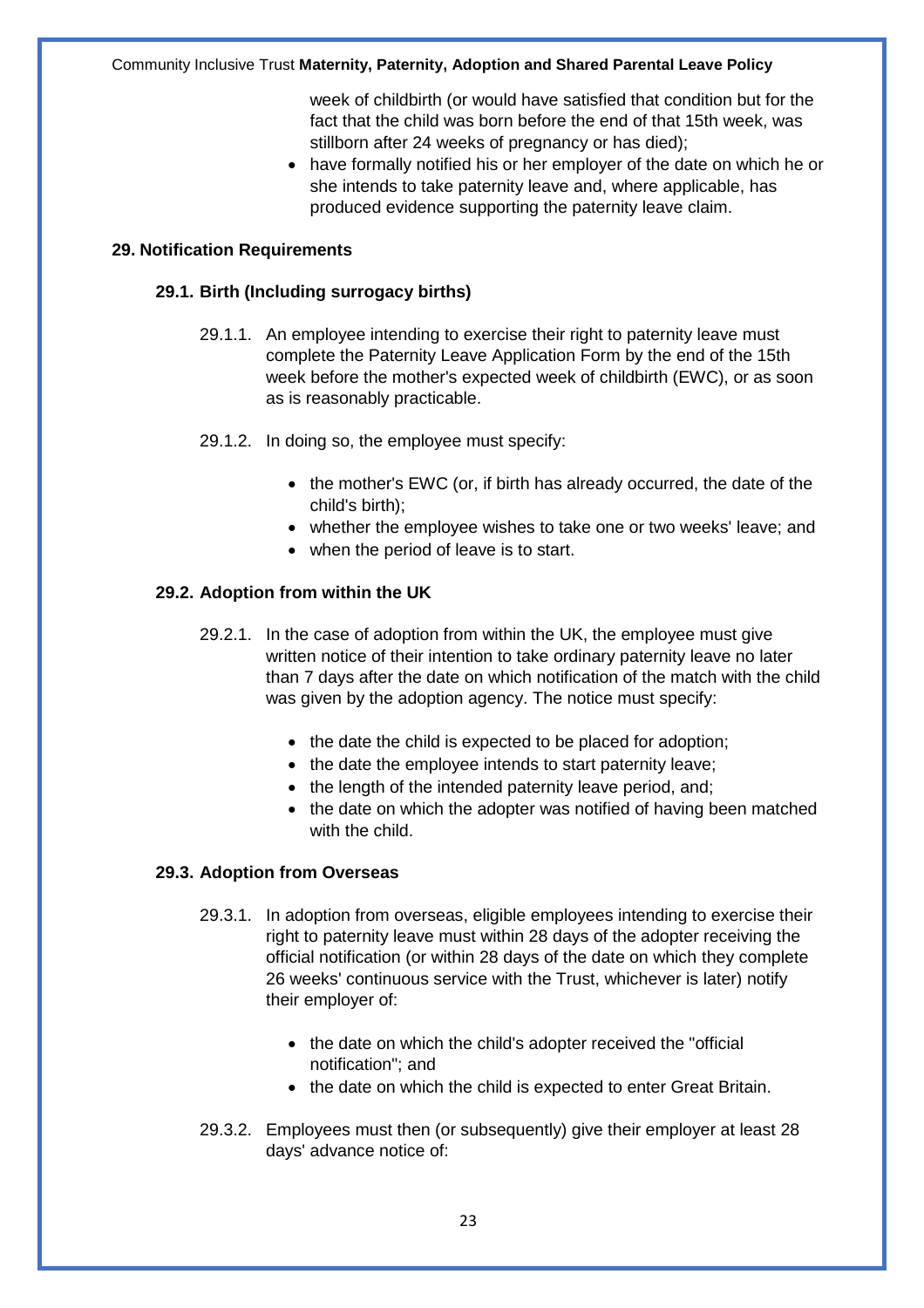week of childbirth (or would have satisfied that condition but for the fact that the child was born before the end of that 15th week, was stillborn after 24 weeks of pregnancy or has died);
- have formally notified his or her employer of the date on which he or she intends to take paternity leave and, where applicable, has produced evidence supporting the paternity leave claim.

## 29. Notification Requirements

### 29.1. Birth (Including surrogacy births)

29.1.1. An employee intending to exercise their right to paternity leave must complete the Paternity Leave Application Form by the end of the 15th week before the mother's expected week of childbirth (EWC), or as soon as is reasonably practicable.

29.1.2. In doing so, the employee must specify:

- the mother's EWC (or, if birth has already occurred, the date of the child's birth);
- whether the employee wishes to take one or two weeks' leave; and
- when the period of leave is to start.

### 29.2. Adoption from within the UK

29.2.1. In the case of adoption from within the UK, the employee must give written notice of their intention to take ordinary paternity leave no later than 7 days after the date on which notification of the match with the child was given by the adoption agency. The notice must specify:

- the date the child is expected to be placed for adoption;
- the date the employee intends to start paternity leave;
- the length of the intended paternity leave period, and;
- the date on which the adopter was notified of having been matched with the child.

### 29.3. Adoption from Overseas

29.3.1. In adoption from overseas, eligible employees intending to exercise their right to paternity leave must within 28 days of the adopter receiving the official notification (or within 28 days of the date on which they complete 26 weeks' continuous service with the Trust, whichever is later) notify their employer of:

- the date on which the child's adopter received the "official notification"; and
- the date on which the child is expected to enter Great Britain.

29.3.2. Employees must then (or subsequently) give their employer at least 28 days' advance notice of: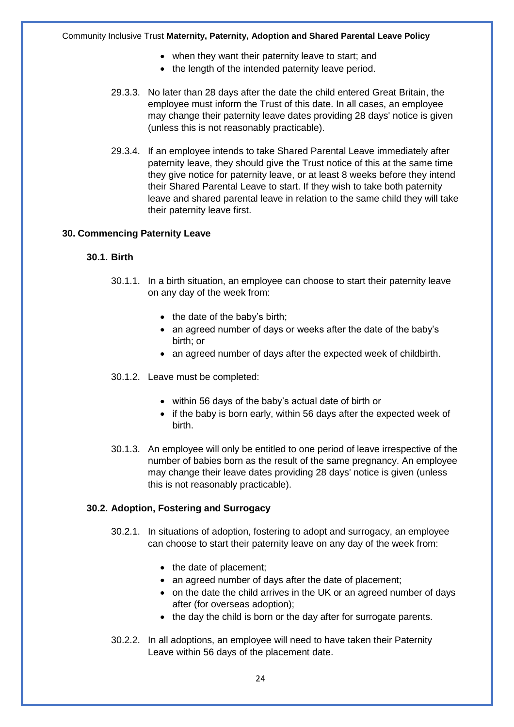- when they want their paternity leave to start; and
- the length of the intended paternity leave period.

29.3.3. No later than 28 days after the date the child entered Great Britain, the employee must inform the Trust of this date. In all cases, an employee may change their paternity leave dates providing 28 days' notice is given (unless this is not reasonably practicable).

29.3.4. If an employee intends to take Shared Parental Leave immediately after paternity leave, they should give the Trust notice of this at the same time they give notice for paternity leave, or at least 8 weeks before they intend their Shared Parental Leave to start. If they wish to take both paternity leave and shared parental leave in relation to the same child they will take their paternity leave first.

## 30. Commencing Paternity Leave

### 30.1. Birth

30.1.1. In a birth situation, an employee can choose to start their paternity leave on any day of the week from:

- the date of the baby's birth;
- an agreed number of days or weeks after the date of the baby's birth; or
- an agreed number of days after the expected week of childbirth.

30.1.2. Leave must be completed:

- within 56 days of the baby's actual date of birth or
- if the baby is born early, within 56 days after the expected week of birth.

30.1.3. An employee will only be entitled to one period of leave irrespective of the number of babies born as the result of the same pregnancy. An employee may change their leave dates providing 28 days' notice is given (unless this is not reasonably practicable).

### 30.2. Adoption, Fostering and Surrogacy

30.2.1. In situations of adoption, fostering to adopt and surrogacy, an employee can choose to start their paternity leave on any day of the week from:

- the date of placement;
- an agreed number of days after the date of placement;
- on the date the child arrives in the UK or an agreed number of days after (for overseas adoption);
- the day the child is born or the day after for surrogate parents.

30.2.2. In all adoptions, an employee will need to have taken their Paternity Leave within 56 days of the placement date.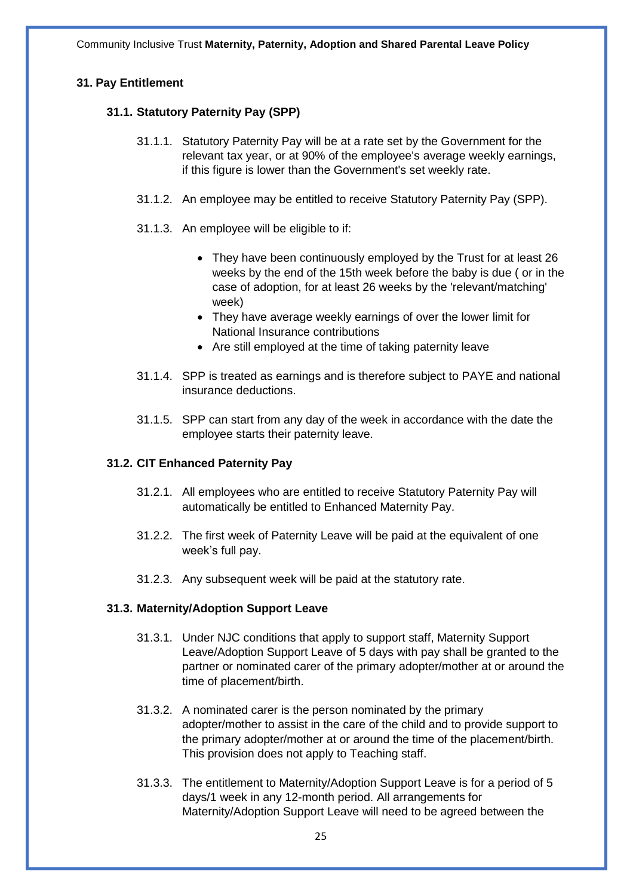## 31. Pay Entitlement

### 31.1. Statutory Paternity Pay (SPP)

31.1.1. Statutory Paternity Pay will be at a rate set by the Government for the relevant tax year, or at 90% of the employee's average weekly earnings, if this figure is lower than the Government's set weekly rate.

31.1.2. An employee may be entitled to receive Statutory Paternity Pay (SPP).

31.1.3. An employee will be eligible to if:

- They have been continuously employed by the Trust for at least 26 weeks by the end of the 15th week before the baby is due ( or in the case of adoption, for at least 26 weeks by the 'relevant/matching' week)
- They have average weekly earnings of over the lower limit for National Insurance contributions
- Are still employed at the time of taking paternity leave

31.1.4. SPP is treated as earnings and is therefore subject to PAYE and national insurance deductions.

31.1.5. SPP can start from any day of the week in accordance with the date the employee starts their paternity leave.

### 31.2. CIT Enhanced Paternity Pay

31.2.1. All employees who are entitled to receive Statutory Paternity Pay will automatically be entitled to Enhanced Maternity Pay.

31.2.2. The first week of Paternity Leave will be paid at the equivalent of one week's full pay.

31.2.3. Any subsequent week will be paid at the statutory rate.

### 31.3. Maternity/Adoption Support Leave

31.3.1. Under NJC conditions that apply to support staff, Maternity Support Leave/Adoption Support Leave of 5 days with pay shall be granted to the partner or nominated carer of the primary adopter/mother at or around the time of placement/birth.

31.3.2. A nominated carer is the person nominated by the primary adopter/mother to assist in the care of the child and to provide support to the primary adopter/mother at or around the time of the placement/birth. This provision does not apply to Teaching staff.

31.3.3. The entitlement to Maternity/Adoption Support Leave is for a period of 5 days/1 week in any 12-month period. All arrangements for Maternity/Adoption Support Leave will need to be agreed between the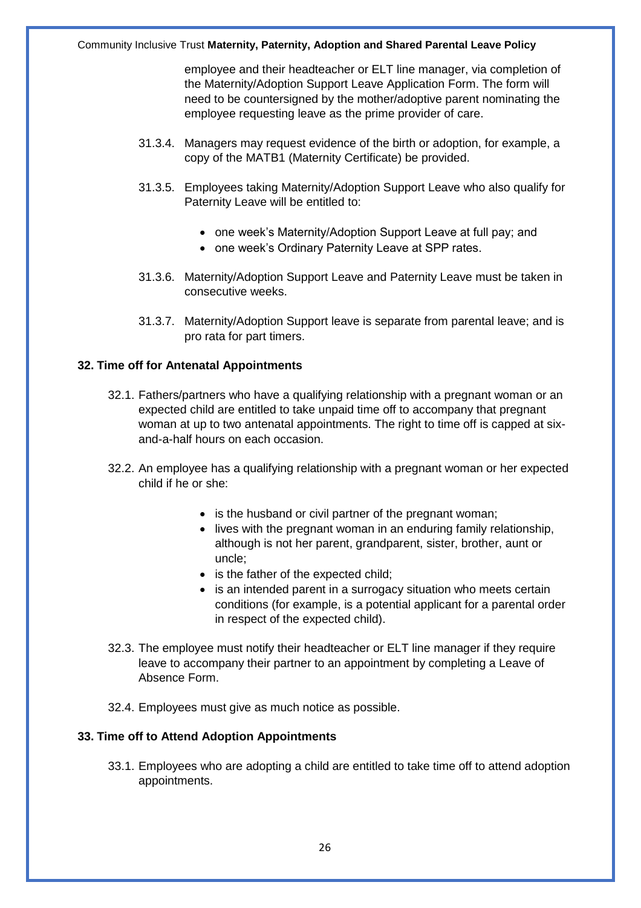employee and their headteacher or ELT line manager, via completion of the Maternity/Adoption Support Leave Application Form. The form will need to be countersigned by the mother/adoptive parent nominating the employee requesting leave as the prime provider of care.

31.3.4. Managers may request evidence of the birth or adoption, for example, a copy of the MATB1 (Maternity Certificate) be provided.

31.3.5. Employees taking Maternity/Adoption Support Leave who also qualify for Paternity Leave will be entitled to:

- one week's Maternity/Adoption Support Leave at full pay; and
- one week's Ordinary Paternity Leave at SPP rates.

31.3.6. Maternity/Adoption Support Leave and Paternity Leave must be taken in consecutive weeks.

31.3.7. Maternity/Adoption Support leave is separate from parental leave; and is pro rata for part timers.

## 32. Time off for Antenatal Appointments

32.1. Fathers/partners who have a qualifying relationship with a pregnant woman or an expected child are entitled to take unpaid time off to accompany that pregnant woman at up to two antenatal appointments. The right to time off is capped at six-and-a-half hours on each occasion.

32.2. An employee has a qualifying relationship with a pregnant woman or her expected child if he or she:

- is the husband or civil partner of the pregnant woman;
- lives with the pregnant woman in an enduring family relationship, although is not her parent, grandparent, sister, brother, aunt or uncle;
- is the father of the expected child;
- is an intended parent in a surrogacy situation who meets certain conditions (for example, is a potential applicant for a parental order in respect of the expected child).

32.3. The employee must notify their headteacher or ELT line manager if they require leave to accompany their partner to an appointment by completing a Leave of Absence Form.

32.4. Employees must give as much notice as possible.

## 33. Time off to Attend Adoption Appointments

33.1. Employees who are adopting a child are entitled to take time off to attend adoption appointments.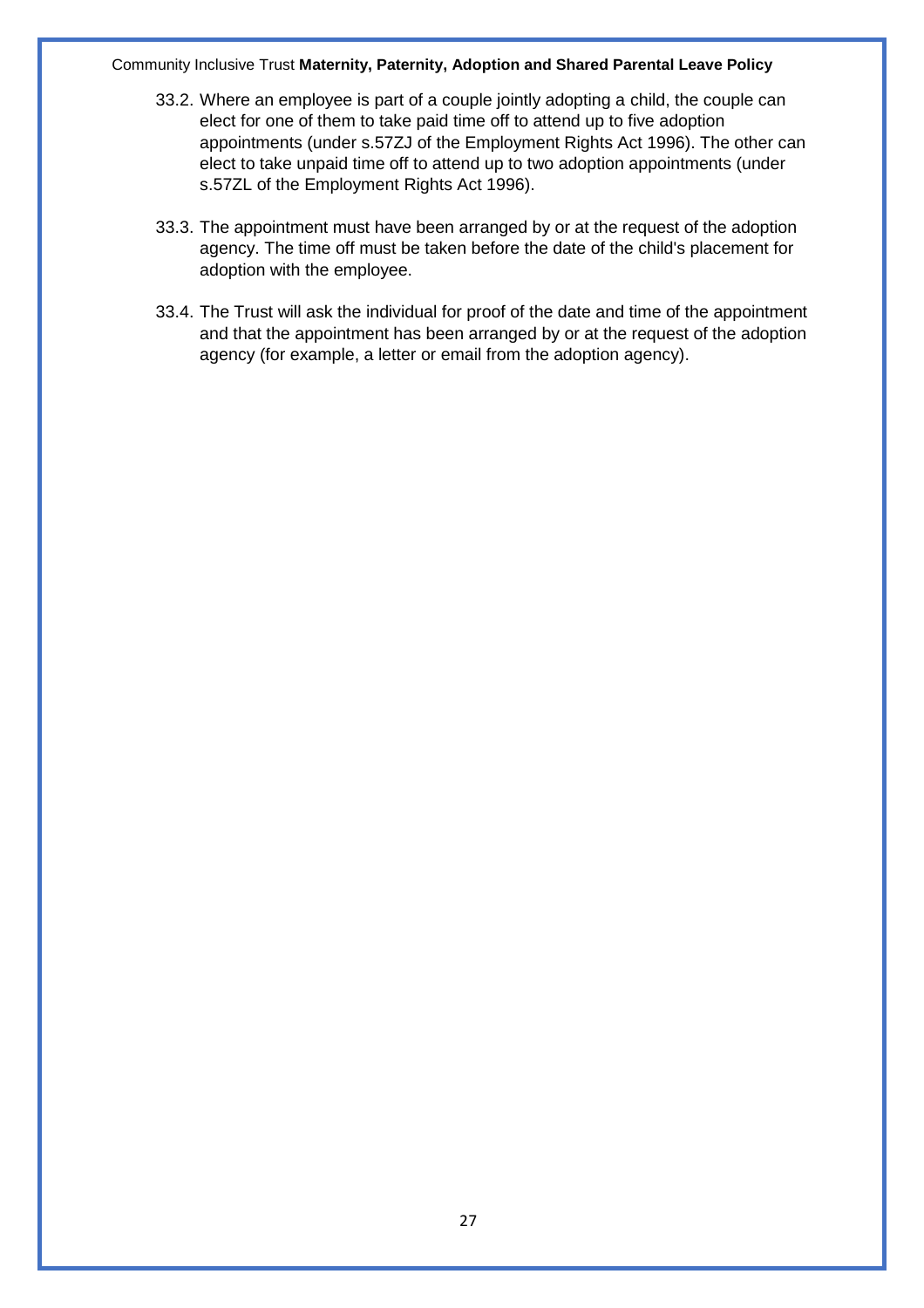33.2. Where an employee is part of a couple jointly adopting a child, the couple can elect for one of them to take paid time off to attend up to five adoption appointments (under s.57ZJ of the Employment Rights Act 1996). The other can elect to take unpaid time off to attend up to two adoption appointments (under s.57ZL of the Employment Rights Act 1996).

33.3. The appointment must have been arranged by or at the request of the adoption agency. The time off must be taken before the date of the child's placement for adoption with the employee.

33.4. The Trust will ask the individual for proof of the date and time of the appointment and that the appointment has been arranged by or at the request of the adoption agency (for example, a letter or email from the adoption agency).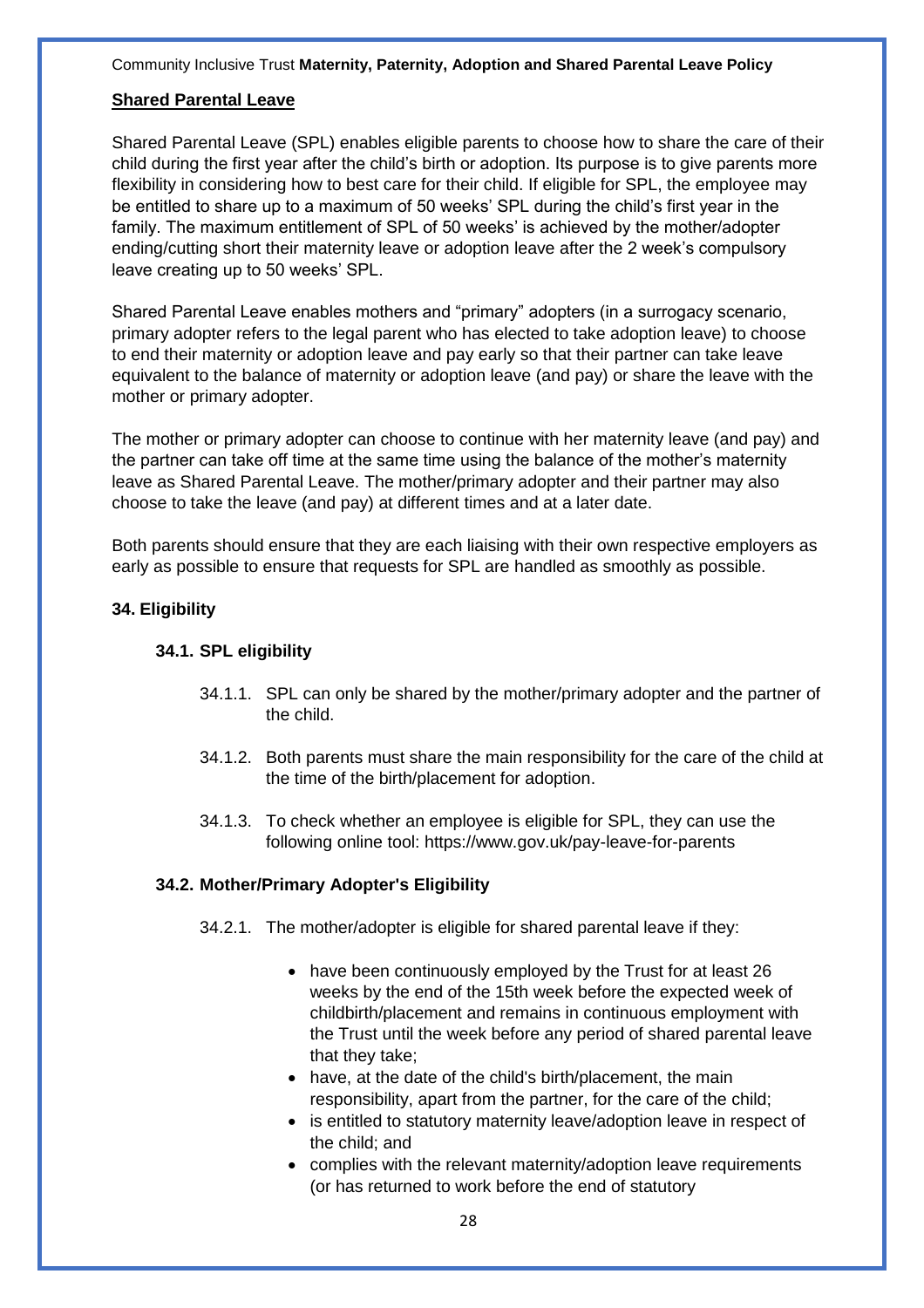**Shared Parental Leave**

Shared Parental Leave (SPL) enables eligible parents to choose how to share the care of their child during the first year after the child's birth or adoption. Its purpose is to give parents more flexibility in considering how to best care for their child. If eligible for SPL, the employee may be entitled to share up to a maximum of 50 weeks' SPL during the child's first year in the family. The maximum entitlement of SPL of 50 weeks' is achieved by the mother/adopter ending/cutting short their maternity leave or adoption leave after the 2 week's compulsory leave creating up to 50 weeks' SPL.

Shared Parental Leave enables mothers and "primary" adopters (in a surrogacy scenario, primary adopter refers to the legal parent who has elected to take adoption leave) to choose to end their maternity or adoption leave and pay early so that their partner can take leave equivalent to the balance of maternity or adoption leave (and pay) or share the leave with the mother or primary adopter.

The mother or primary adopter can choose to continue with her maternity leave (and pay) and the partner can take off time at the same time using the balance of the mother's maternity leave as Shared Parental Leave. The mother/primary adopter and their partner may also choose to take the leave (and pay) at different times and at a later date.

Both parents should ensure that they are each liaising with their own respective employers as early as possible to ensure that requests for SPL are handled as smoothly as possible.

## 34. Eligibility

### 34.1. SPL eligibility

34.1.1. SPL can only be shared by the mother/primary adopter and the partner of the child.

34.1.2. Both parents must share the main responsibility for the care of the child at the time of the birth/placement for adoption.

34.1.3. To check whether an employee is eligible for SPL, they can use the following online tool: https://www.gov.uk/pay-leave-for-parents

### 34.2. Mother/Primary Adopter's Eligibility

34.2.1. The mother/adopter is eligible for shared parental leave if they:

- have been continuously employed by the Trust for at least 26 weeks by the end of the 15th week before the expected week of childbirth/placement and remains in continuous employment with the Trust until the week before any period of shared parental leave that they take;
- have, at the date of the child's birth/placement, the main responsibility, apart from the partner, for the care of the child;
- is entitled to statutory maternity leave/adoption leave in respect of the child; and
- complies with the relevant maternity/adoption leave requirements (or has returned to work before the end of statutory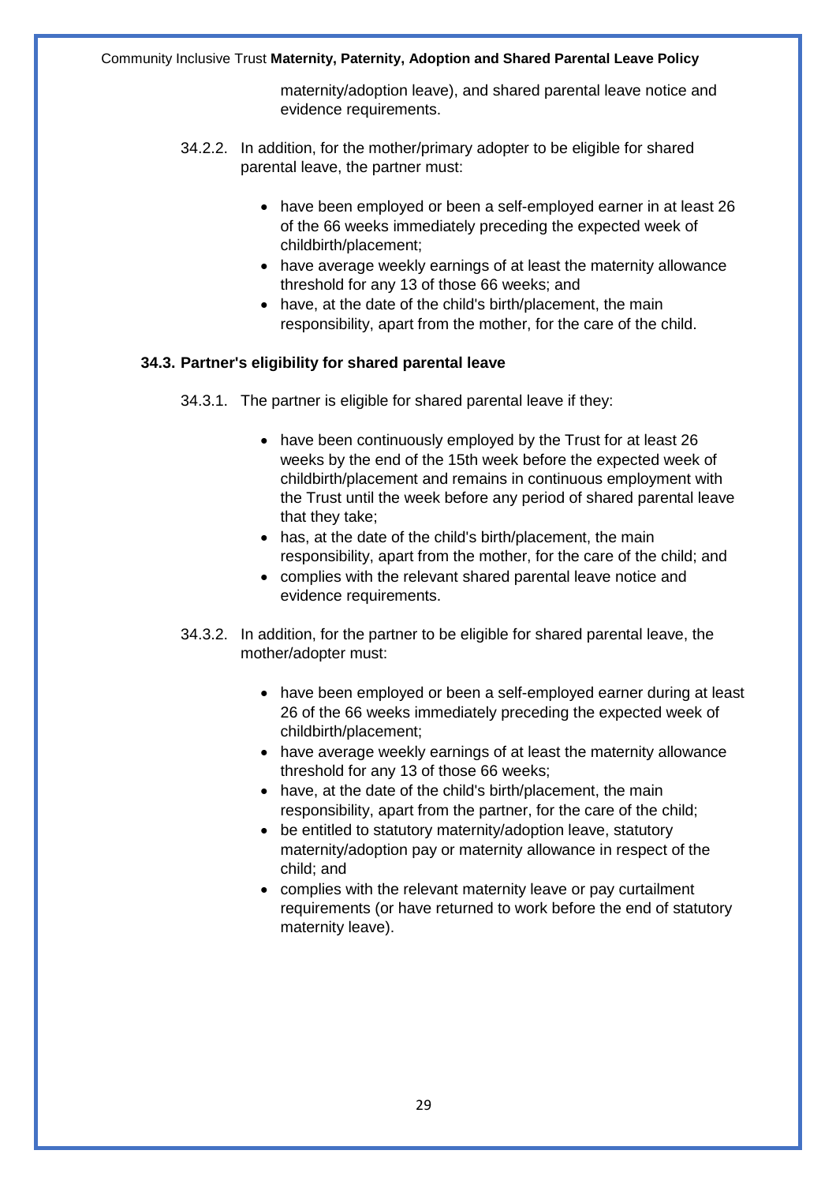maternity/adoption leave), and shared parental leave notice and evidence requirements.

34.2.2. In addition, for the mother/primary adopter to be eligible for shared parental leave, the partner must:

- have been employed or been a self-employed earner in at least 26 of the 66 weeks immediately preceding the expected week of childbirth/placement;
- have average weekly earnings of at least the maternity allowance threshold for any 13 of those 66 weeks; and
- have, at the date of the child's birth/placement, the main responsibility, apart from the mother, for the care of the child.

### 34.3. Partner's eligibility for shared parental leave

34.3.1. The partner is eligible for shared parental leave if they:

- have been continuously employed by the Trust for at least 26 weeks by the end of the 15th week before the expected week of childbirth/placement and remains in continuous employment with the Trust until the week before any period of shared parental leave that they take;
- has, at the date of the child's birth/placement, the main responsibility, apart from the mother, for the care of the child; and
- complies with the relevant shared parental leave notice and evidence requirements.

34.3.2. In addition, for the partner to be eligible for shared parental leave, the mother/adopter must:

- have been employed or been a self-employed earner during at least 26 of the 66 weeks immediately preceding the expected week of childbirth/placement;
- have average weekly earnings of at least the maternity allowance threshold for any 13 of those 66 weeks;
- have, at the date of the child's birth/placement, the main responsibility, apart from the partner, for the care of the child;
- be entitled to statutory maternity/adoption leave, statutory maternity/adoption pay or maternity allowance in respect of the child; and
- complies with the relevant maternity leave or pay curtailment requirements (or have returned to work before the end of statutory maternity leave).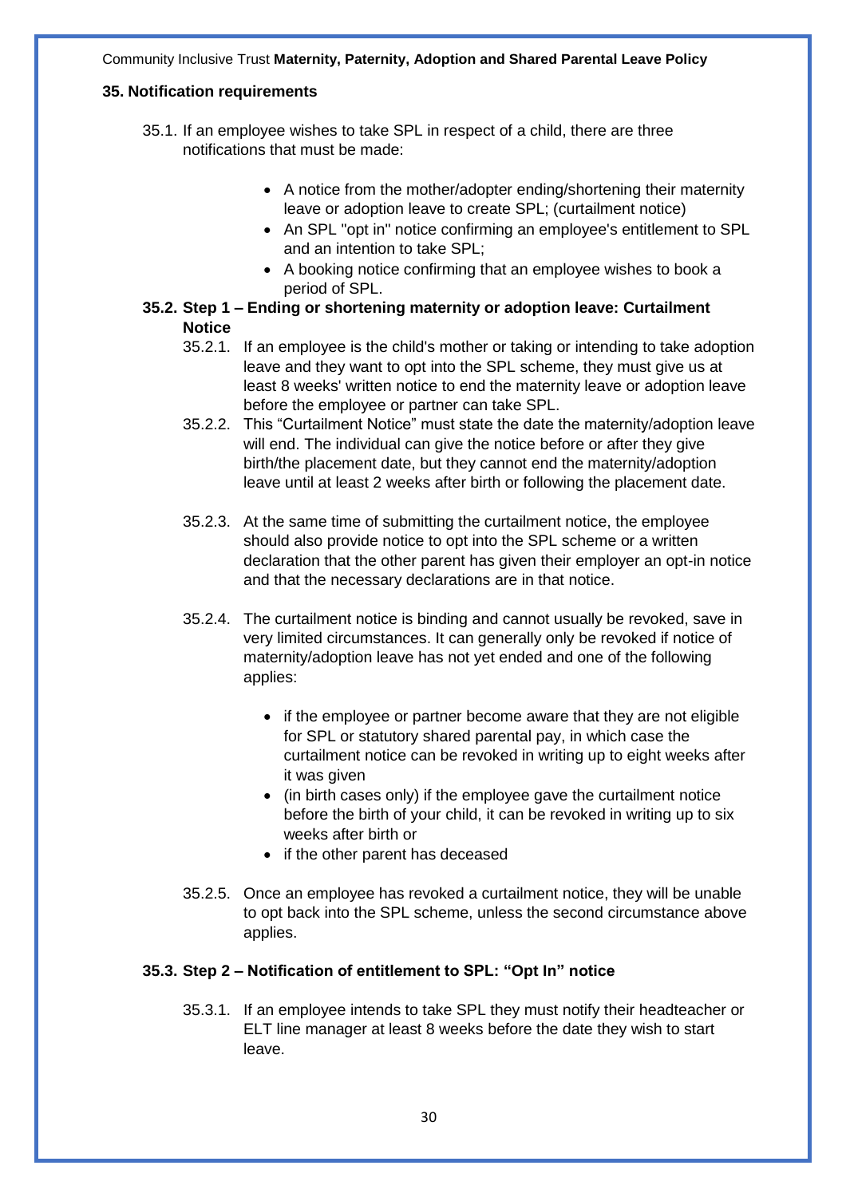## 35. Notification requirements

35.1. If an employee wishes to take SPL in respect of a child, there are three notifications that must be made:

- A notice from the mother/adopter ending/shortening their maternity leave or adoption leave to create SPL; (curtailment notice)
- An SPL "opt in" notice confirming an employee's entitlement to SPL and an intention to take SPL;
- A booking notice confirming that an employee wishes to book a period of SPL.

### 35.2. Step 1 – Ending or shortening maternity or adoption leave: Curtailment Notice

35.2.1. If an employee is the child's mother or taking or intending to take adoption leave and they want to opt into the SPL scheme, they must give us at least 8 weeks' written notice to end the maternity leave or adoption leave before the employee or partner can take SPL.

35.2.2. This "Curtailment Notice" must state the date the maternity/adoption leave will end. The individual can give the notice before or after they give birth/the placement date, but they cannot end the maternity/adoption leave until at least 2 weeks after birth or following the placement date.

35.2.3. At the same time of submitting the curtailment notice, the employee should also provide notice to opt into the SPL scheme or a written declaration that the other parent has given their employer an opt-in notice and that the necessary declarations are in that notice.

35.2.4. The curtailment notice is binding and cannot usually be revoked, save in very limited circumstances. It can generally only be revoked if notice of maternity/adoption leave has not yet ended and one of the following applies:

- if the employee or partner become aware that they are not eligible for SPL or statutory shared parental pay, in which case the curtailment notice can be revoked in writing up to eight weeks after it was given
- (in birth cases only) if the employee gave the curtailment notice before the birth of your child, it can be revoked in writing up to six weeks after birth or
- if the other parent has deceased

35.2.5. Once an employee has revoked a curtailment notice, they will be unable to opt back into the SPL scheme, unless the second circumstance above applies.

### 35.3. Step 2 – Notification of entitlement to SPL: "Opt In" notice

35.3.1. If an employee intends to take SPL they must notify their headteacher or ELT line manager at least 8 weeks before the date they wish to start leave.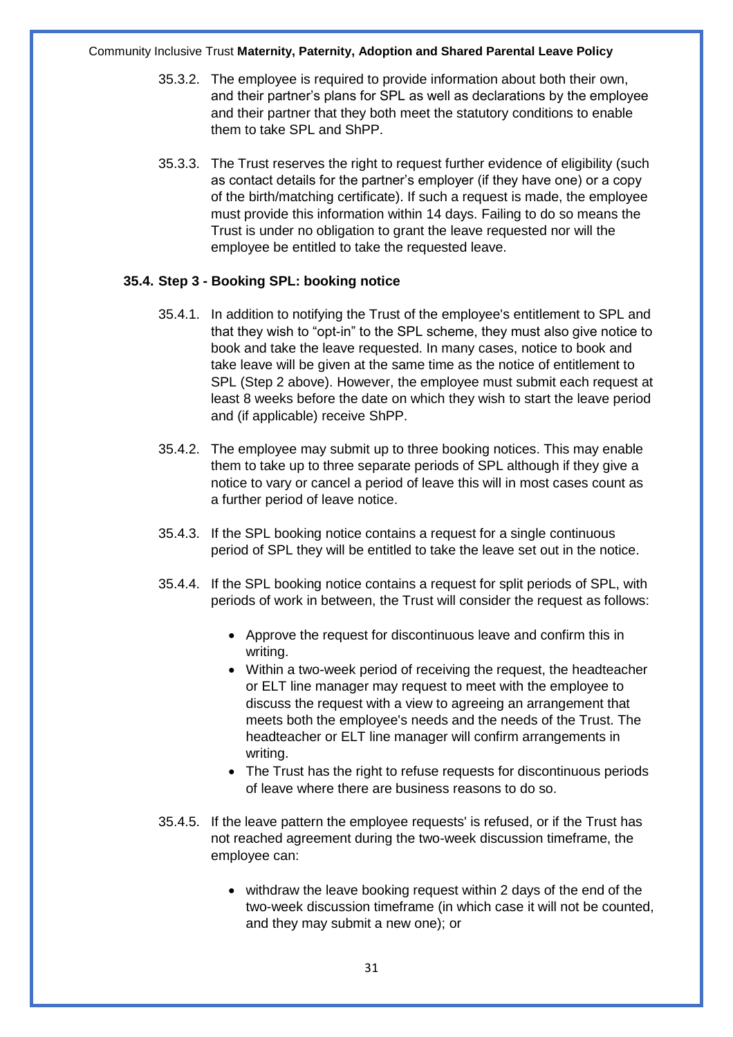35.3.2. The employee is required to provide information about both their own, and their partner's plans for SPL as well as declarations by the employee and their partner that they both meet the statutory conditions to enable them to take SPL and ShPP.

35.3.3. The Trust reserves the right to request further evidence of eligibility (such as contact details for the partner's employer (if they have one) or a copy of the birth/matching certificate). If such a request is made, the employee must provide this information within 14 days. Failing to do so means the Trust is under no obligation to grant the leave requested nor will the employee be entitled to take the requested leave.

### 35.4. Step 3 - Booking SPL: booking notice

35.4.1. In addition to notifying the Trust of the employee's entitlement to SPL and that they wish to "opt-in" to the SPL scheme, they must also give notice to book and take the leave requested. In many cases, notice to book and take leave will be given at the same time as the notice of entitlement to SPL (Step 2 above). However, the employee must submit each request at least 8 weeks before the date on which they wish to start the leave period and (if applicable) receive ShPP.

35.4.2. The employee may submit up to three booking notices. This may enable them to take up to three separate periods of SPL although if they give a notice to vary or cancel a period of leave this will in most cases count as a further period of leave notice.

35.4.3. If the SPL booking notice contains a request for a single continuous period of SPL they will be entitled to take the leave set out in the notice.

35.4.4. If the SPL booking notice contains a request for split periods of SPL, with periods of work in between, the Trust will consider the request as follows:

- Approve the request for discontinuous leave and confirm this in writing.
- Within a two-week period of receiving the request, the headteacher or ELT line manager may request to meet with the employee to discuss the request with a view to agreeing an arrangement that meets both the employee's needs and the needs of the Trust. The headteacher or ELT line manager will confirm arrangements in writing.
- The Trust has the right to refuse requests for discontinuous periods of leave where there are business reasons to do so.

35.4.5. If the leave pattern the employee requests' is refused, or if the Trust has not reached agreement during the two-week discussion timeframe, the employee can:

- withdraw the leave booking request within 2 days of the end of the two-week discussion timeframe (in which case it will not be counted, and they may submit a new one); or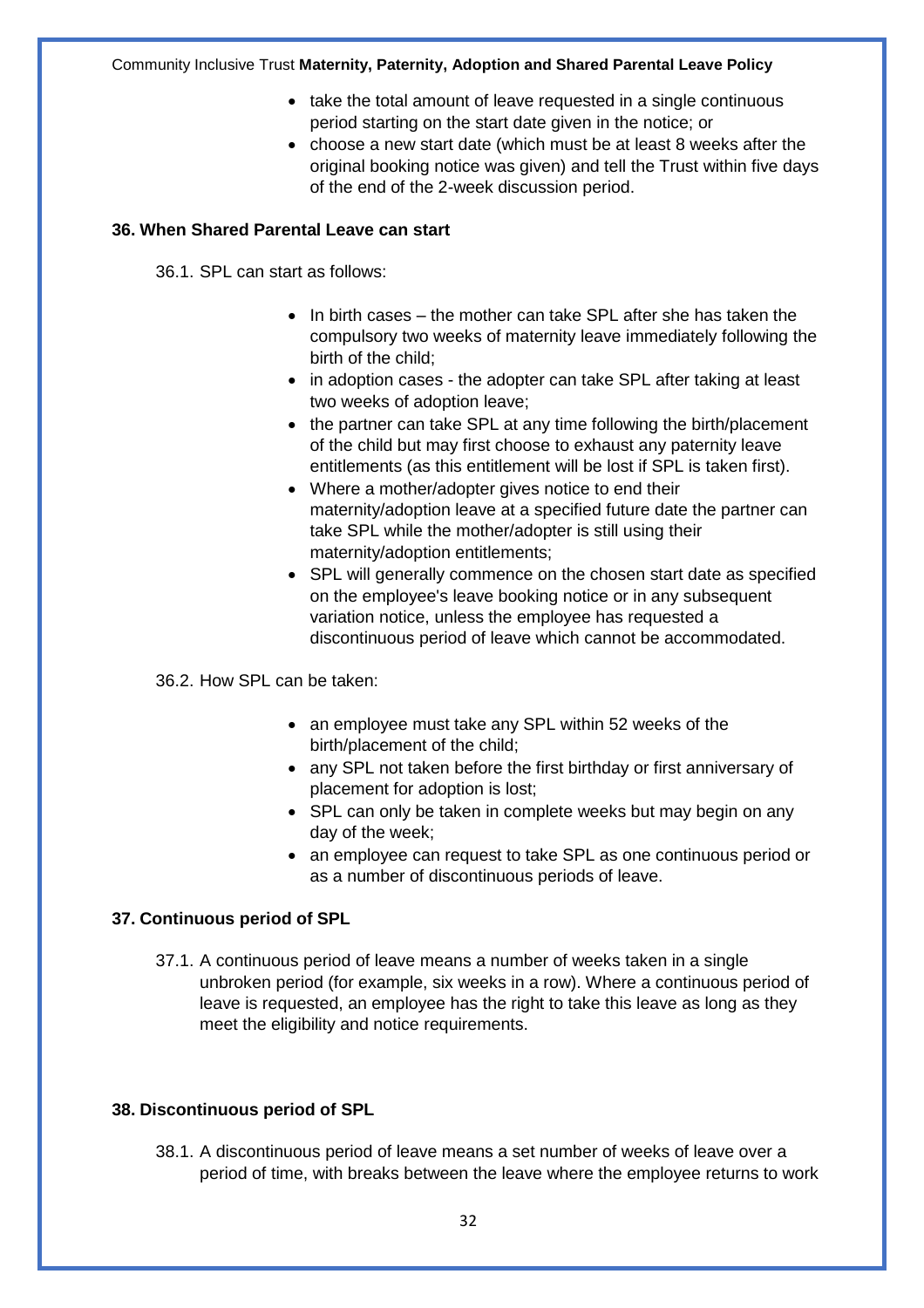- take the total amount of leave requested in a single continuous period starting on the start date given in the notice; or
- choose a new start date (which must be at least 8 weeks after the original booking notice was given) and tell the Trust within five days of the end of the 2-week discussion period.

### 36. When Shared Parental Leave can start

36.1. SPL can start as follows:

- In birth cases – the mother can take SPL after she has taken the compulsory two weeks of maternity leave immediately following the birth of the child;
- in adoption cases - the adopter can take SPL after taking at least two weeks of adoption leave;
- the partner can take SPL at any time following the birth/placement of the child but may first choose to exhaust any paternity leave entitlements (as this entitlement will be lost if SPL is taken first).
- Where a mother/adopter gives notice to end their maternity/adoption leave at a specified future date the partner can take SPL while the mother/adopter is still using their maternity/adoption entitlements;
- SPL will generally commence on the chosen start date as specified on the employee's leave booking notice or in any subsequent variation notice, unless the employee has requested a discontinuous period of leave which cannot be accommodated.

36.2. How SPL can be taken:

- an employee must take any SPL within 52 weeks of the birth/placement of the child;
- any SPL not taken before the first birthday or first anniversary of placement for adoption is lost;
- SPL can only be taken in complete weeks but may begin on any day of the week;
- an employee can request to take SPL as one continuous period or as a number of discontinuous periods of leave.

### 37. Continuous period of SPL

37.1. A continuous period of leave means a number of weeks taken in a single unbroken period (for example, six weeks in a row). Where a continuous period of leave is requested, an employee has the right to take this leave as long as they meet the eligibility and notice requirements.

### 38. Discontinuous period of SPL

38.1. A discontinuous period of leave means a set number of weeks of leave over a period of time, with breaks between the leave where the employee returns to work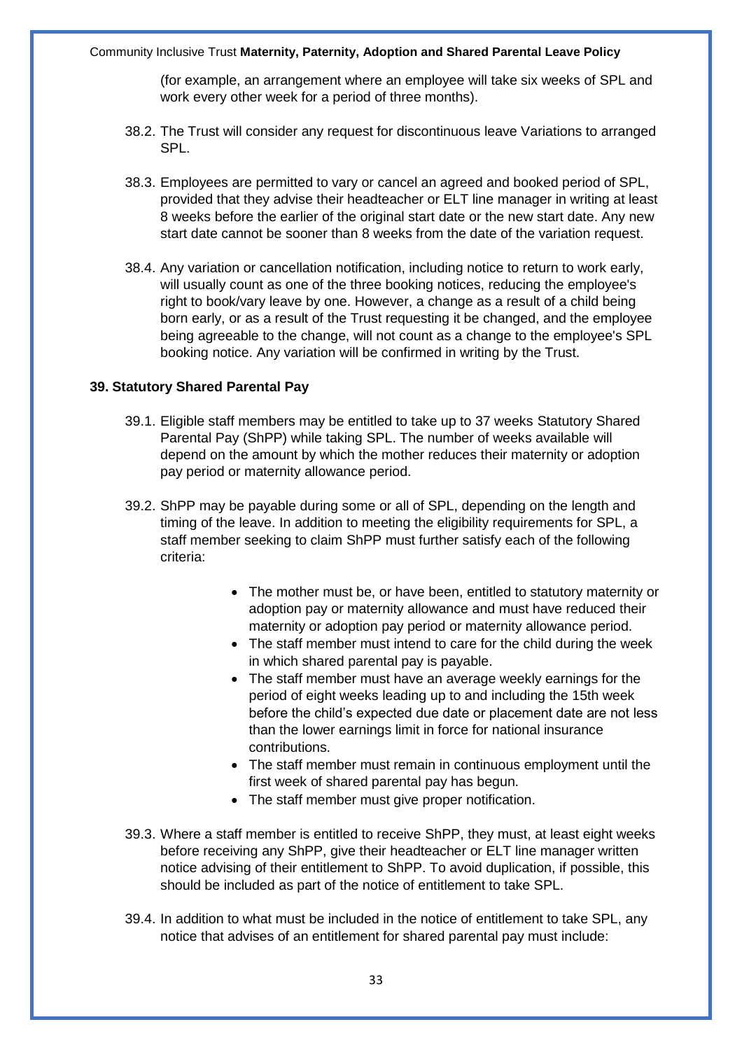(for example, an arrangement where an employee will take six weeks of SPL and work every other week for a period of three months).

38.2. The Trust will consider any request for discontinuous leave Variations to arranged SPL.

38.3. Employees are permitted to vary or cancel an agreed and booked period of SPL, provided that they advise their headteacher or ELT line manager in writing at least 8 weeks before the earlier of the original start date or the new start date. Any new start date cannot be sooner than 8 weeks from the date of the variation request.

38.4. Any variation or cancellation notification, including notice to return to work early, will usually count as one of the three booking notices, reducing the employee's right to book/vary leave by one. However, a change as a result of a child being born early, or as a result of the Trust requesting it be changed, and the employee being agreeable to the change, will not count as a change to the employee's SPL booking notice. Any variation will be confirmed in writing by the Trust.

## 39. Statutory Shared Parental Pay

39.1. Eligible staff members may be entitled to take up to 37 weeks Statutory Shared Parental Pay (ShPP) while taking SPL. The number of weeks available will depend on the amount by which the mother reduces their maternity or adoption pay period or maternity allowance period.

39.2. ShPP may be payable during some or all of SPL, depending on the length and timing of the leave. In addition to meeting the eligibility requirements for SPL, a staff member seeking to claim ShPP must further satisfy each of the following criteria:

- The mother must be, or have been, entitled to statutory maternity or adoption pay or maternity allowance and must have reduced their maternity or adoption pay period or maternity allowance period.
- The staff member must intend to care for the child during the week in which shared parental pay is payable.
- The staff member must have an average weekly earnings for the period of eight weeks leading up to and including the 15th week before the child's expected due date or placement date are not less than the lower earnings limit in force for national insurance contributions.
- The staff member must remain in continuous employment until the first week of shared parental pay has begun.
- The staff member must give proper notification.

39.3. Where a staff member is entitled to receive ShPP, they must, at least eight weeks before receiving any ShPP, give their headteacher or ELT line manager written notice advising of their entitlement to ShPP. To avoid duplication, if possible, this should be included as part of the notice of entitlement to take SPL.

39.4. In addition to what must be included in the notice of entitlement to take SPL, any notice that advises of an entitlement for shared parental pay must include: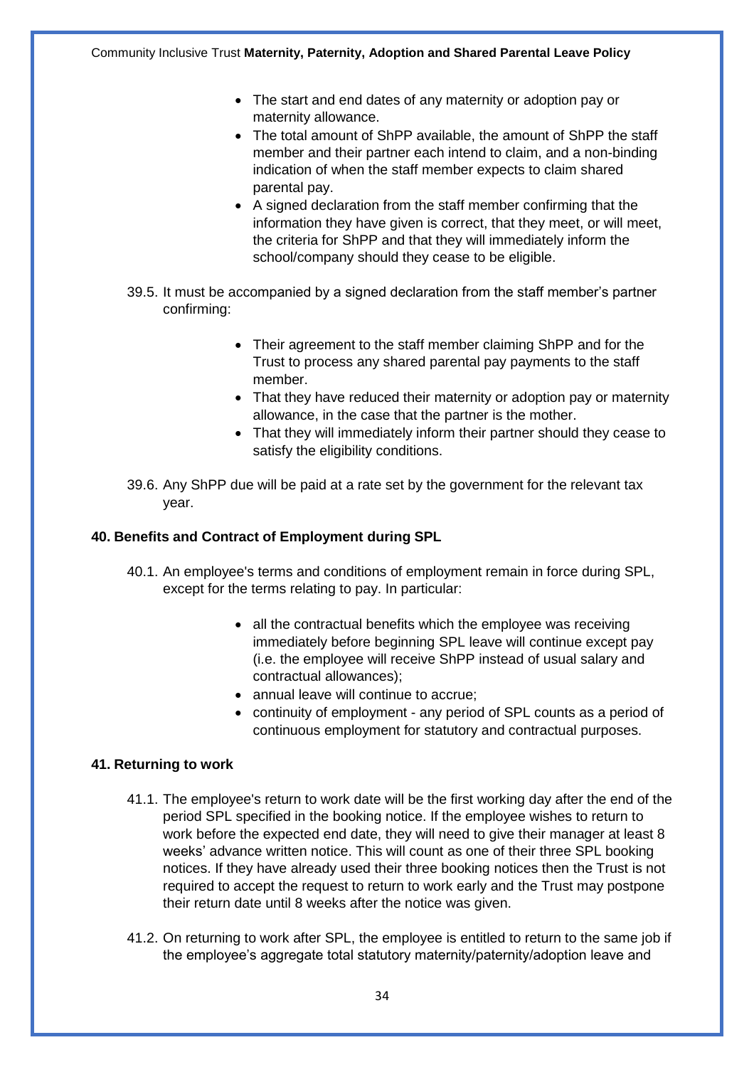- The start and end dates of any maternity or adoption pay or maternity allowance.
- The total amount of ShPP available, the amount of ShPP the staff member and their partner each intend to claim, and a non-binding indication of when the staff member expects to claim shared parental pay.
- A signed declaration from the staff member confirming that the information they have given is correct, that they meet, or will meet, the criteria for ShPP and that they will immediately inform the school/company should they cease to be eligible.

39.5. It must be accompanied by a signed declaration from the staff member's partner confirming:

- Their agreement to the staff member claiming ShPP and for the Trust to process any shared parental pay payments to the staff member.
- That they have reduced their maternity or adoption pay or maternity allowance, in the case that the partner is the mother.
- That they will immediately inform their partner should they cease to satisfy the eligibility conditions.

39.6. Any ShPP due will be paid at a rate set by the government for the relevant tax year.

## 40. Benefits and Contract of Employment during SPL

40.1. An employee's terms and conditions of employment remain in force during SPL, except for the terms relating to pay. In particular:

- all the contractual benefits which the employee was receiving immediately before beginning SPL leave will continue except pay (i.e. the employee will receive ShPP instead of usual salary and contractual allowances);
- annual leave will continue to accrue;
- continuity of employment - any period of SPL counts as a period of continuous employment for statutory and contractual purposes.

## 41. Returning to work

41.1. The employee's return to work date will be the first working day after the end of the period SPL specified in the booking notice. If the employee wishes to return to work before the expected end date, they will need to give their manager at least 8 weeks' advance written notice. This will count as one of their three SPL booking notices. If they have already used their three booking notices then the Trust is not required to accept the request to return to work early and the Trust may postpone their return date until 8 weeks after the notice was given.

41.2. On returning to work after SPL, the employee is entitled to return to the same job if the employee's aggregate total statutory maternity/paternity/adoption leave and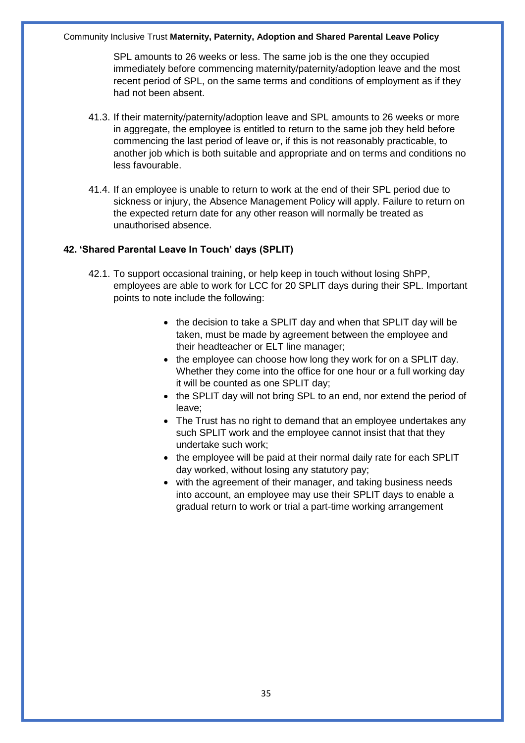SPL amounts to 26 weeks or less. The same job is the one they occupied immediately before commencing maternity/paternity/adoption leave and the most recent period of SPL, on the same terms and conditions of employment as if they had not been absent.

41.3. If their maternity/paternity/adoption leave and SPL amounts to 26 weeks or more in aggregate, the employee is entitled to return to the same job they held before commencing the last period of leave or, if this is not reasonably practicable, to another job which is both suitable and appropriate and on terms and conditions no less favourable.

41.4. If an employee is unable to return to work at the end of their SPL period due to sickness or injury, the Absence Management Policy will apply. Failure to return on the expected return date for any other reason will normally be treated as unauthorised absence.

### 42. 'Shared Parental Leave In Touch' days (SPLIT)

42.1. To support occasional training, or help keep in touch without losing ShPP, employees are able to work for LCC for 20 SPLIT days during their SPL. Important points to note include the following:

- the decision to take a SPLIT day and when that SPLIT day will be taken, must be made by agreement between the employee and their headteacher or ELT line manager;
- the employee can choose how long they work for on a SPLIT day. Whether they come into the office for one hour or a full working day it will be counted as one SPLIT day;
- the SPLIT day will not bring SPL to an end, nor extend the period of leave;
- The Trust has no right to demand that an employee undertakes any such SPLIT work and the employee cannot insist that that they undertake such work;
- the employee will be paid at their normal daily rate for each SPLIT day worked, without losing any statutory pay;
- with the agreement of their manager, and taking business needs into account, an employee may use their SPLIT days to enable a gradual return to work or trial a part-time working arrangement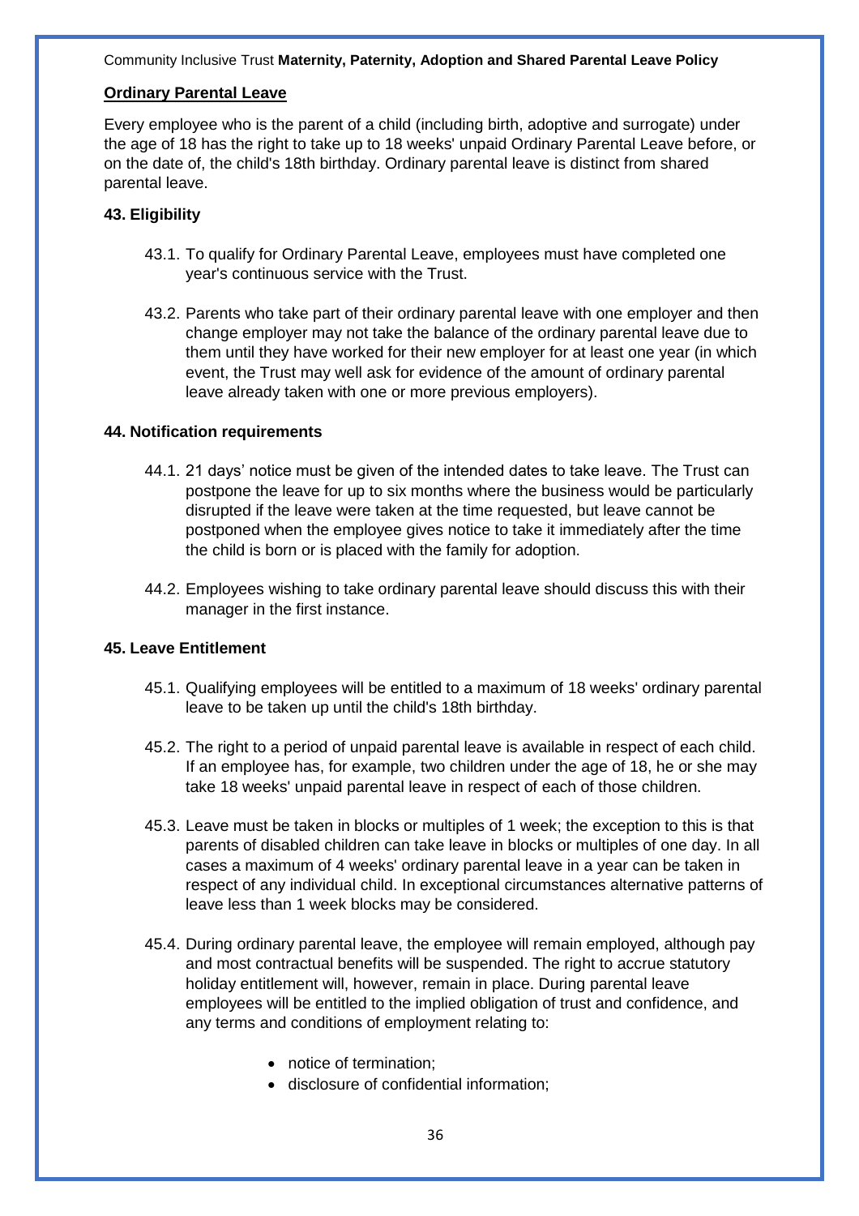## Ordinary Parental Leave

Every employee who is the parent of a child (including birth, adoptive and surrogate) under the age of 18 has the right to take up to 18 weeks' unpaid Ordinary Parental Leave before, or on the date of, the child's 18th birthday. Ordinary parental leave is distinct from shared parental leave.

### 43. Eligibility

43.1. To qualify for Ordinary Parental Leave, employees must have completed one year's continuous service with the Trust.

43.2. Parents who take part of their ordinary parental leave with one employer and then change employer may not take the balance of the ordinary parental leave due to them until they have worked for their new employer for at least one year (in which event, the Trust may well ask for evidence of the amount of ordinary parental leave already taken with one or more previous employers).

### 44. Notification requirements

44.1. 21 days' notice must be given of the intended dates to take leave. The Trust can postpone the leave for up to six months where the business would be particularly disrupted if the leave were taken at the time requested, but leave cannot be postponed when the employee gives notice to take it immediately after the time the child is born or is placed with the family for adoption.

44.2. Employees wishing to take ordinary parental leave should discuss this with their manager in the first instance.

### 45. Leave Entitlement

45.1. Qualifying employees will be entitled to a maximum of 18 weeks' ordinary parental leave to be taken up until the child's 18th birthday.

45.2. The right to a period of unpaid parental leave is available in respect of each child. If an employee has, for example, two children under the age of 18, he or she may take 18 weeks' unpaid parental leave in respect of each of those children.

45.3. Leave must be taken in blocks or multiples of 1 week; the exception to this is that parents of disabled children can take leave in blocks or multiples of one day. In all cases a maximum of 4 weeks' ordinary parental leave in a year can be taken in respect of any individual child. In exceptional circumstances alternative patterns of leave less than 1 week blocks may be considered.

45.4. During ordinary parental leave, the employee will remain employed, although pay and most contractual benefits will be suspended. The right to accrue statutory holiday entitlement will, however, remain in place. During parental leave employees will be entitled to the implied obligation of trust and confidence, and any terms and conditions of employment relating to:

- notice of termination;
- disclosure of confidential information;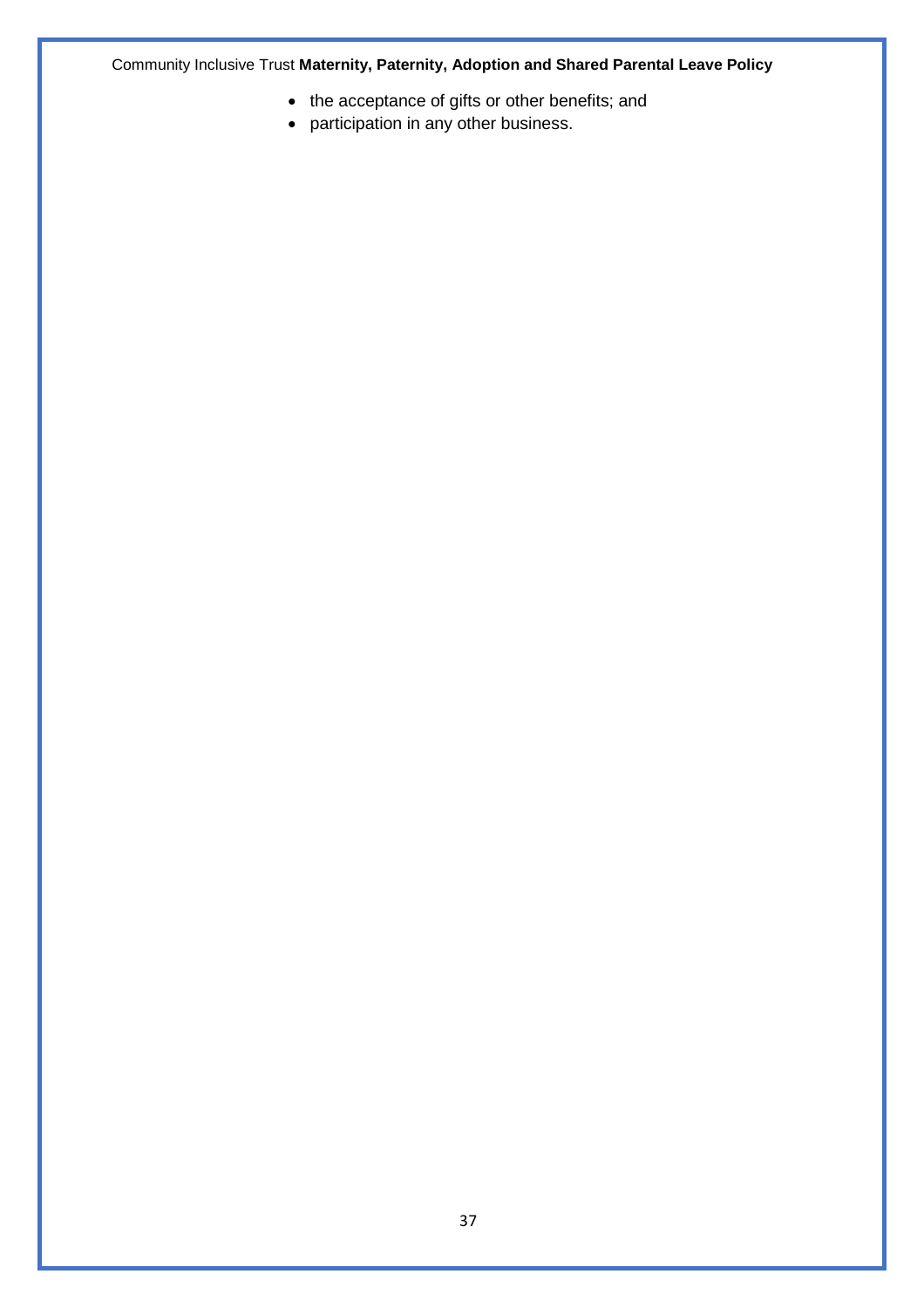- the acceptance of gifts or other benefits; and
- participation in any other business.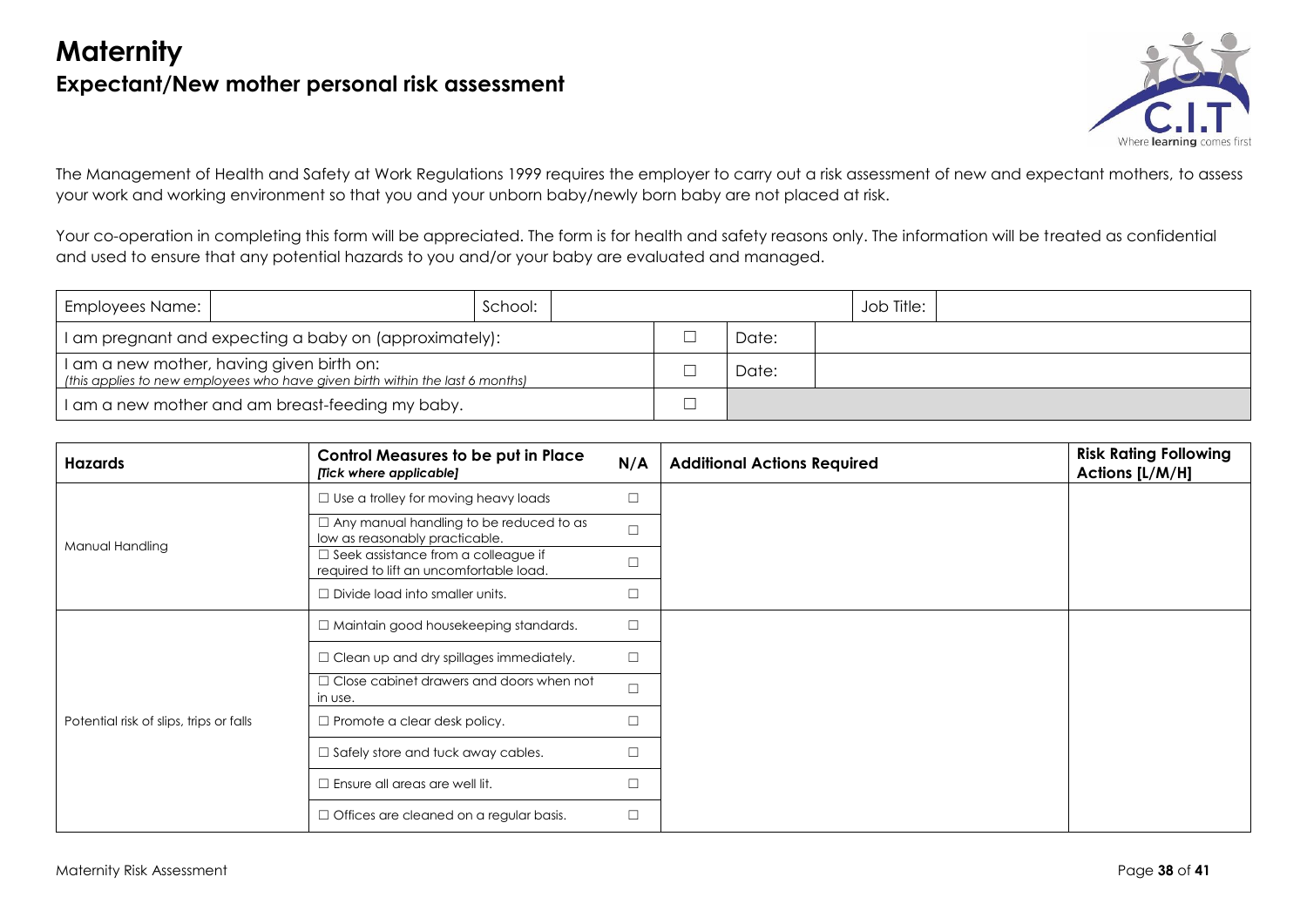# Maternity

## Expectant/New mother personal risk assessment

The Management of Health and Safety at Work Regulations 1999 requires the employer to carry out a risk assessment of new and expectant mothers, to assess your work and working environment so that you and your unborn baby/newly born baby are not placed at risk.

Your co-operation in completing this form will be appreciated. The form is for health and safety reasons only. The information will be treated as confidential and used to ensure that any potential hazards to you and/or your baby are evaluated and managed.

| Employees Name: | | School: | | | | Job Title: | |
|---|---|---|---|---|---|---|---|
| I am pregnant and expecting a baby on (approximately): | | | | ☐ | Date: | | |
| I am a new mother, having given birth on: *(this applies to new employees who have given birth within the last 6 months)* | | | | ☐ | Date: | | |
| I am a new mother and am breast-feeding my baby. | | | | ☐ | | | |

| Hazards | Control Measures to be put in Place *[Tick where applicable]* | N/A | Additional Actions Required | Risk Rating Following Actions [L/M/H] |
|---|---|---|---|---|
| Manual Handling | ☐ Use a trolley for moving heavy loads | ☐ | | |
| | ☐ Any manual handling to be reduced to as low as reasonably practicable. | ☐ | | |
| | ☐ Seek assistance from a colleague if required to lift an uncomfortable load. | ☐ | | |
| | ☐ Divide load into smaller units. | ☐ | | |
| Potential risk of slips, trips or falls | ☐ Maintain good housekeeping standards. | ☐ | | |
| | ☐ Clean up and dry spillages immediately. | ☐ | | |
| | ☐ Close cabinet drawers and doors when not in use. | ☐ | | |
| | ☐ Promote a clear desk policy. | ☐ | | |
| | ☐ Safely store and tuck away cables. | ☐ | | |
| | ☐ Ensure all areas are well lit. | ☐ | | |
| | ☐ Offices are cleaned on a regular basis. | ☐ | | |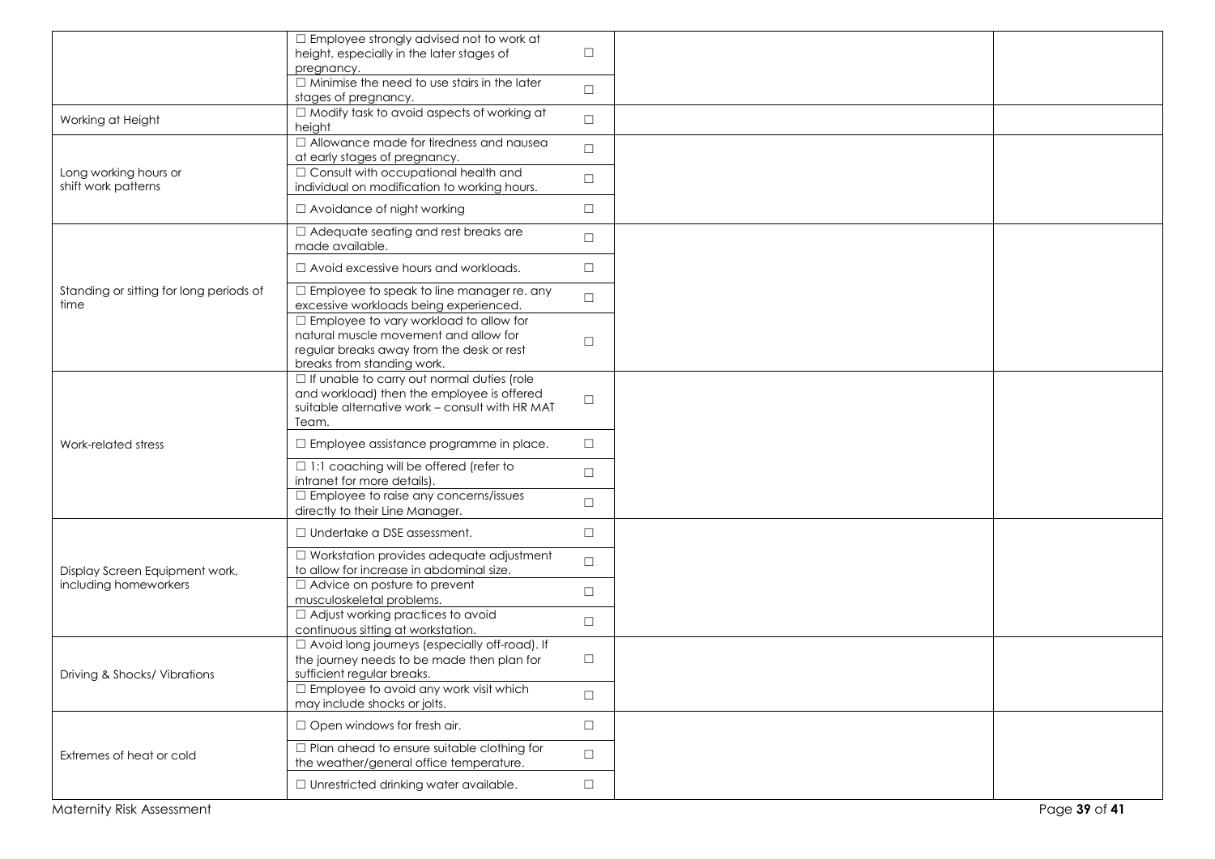| | | | | |
|---|---|---|---|---|
| | ☐ Employee strongly advised not to work at height, especially in the later stages of pregnancy. | ☐ | | |
| | ☐ Minimise the need to use stairs in the later stages of pregnancy. | ☐ | | |
| Working at Height | ☐ Modify task to avoid aspects of working at height | ☐ | | |
| Long working hours or shift work patterns | ☐ Allowance made for tiredness and nausea at early stages of pregnancy. | ☐ | | |
| | ☐ Consult with occupational health and individual on modification to working hours. | ☐ | | |
| | ☐ Avoidance of night working | ☐ | | |
| Standing or sitting for long periods of time | ☐ Adequate seating and rest breaks are made available. | ☐ | | |
| | ☐ Avoid excessive hours and workloads. | ☐ | | |
| | ☐ Employee to speak to line manager re. any excessive workloads being experienced. | ☐ | | |
| | ☐ Employee to vary workload to allow for natural muscle movement and allow for regular breaks away from the desk or rest breaks from standing work. | ☐ | | |
| Work-related stress | ☐ If unable to carry out normal duties (role and workload) then the employee is offered suitable alternative work – consult with HR MAT Team. | ☐ | | |
| | ☐ Employee assistance programme in place. | ☐ | | |
| | ☐ 1:1 coaching will be offered (refer to intranet for more details). | ☐ | | |
| | ☐ Employee to raise any concerns/issues directly to their Line Manager. | ☐ | | |
| Display Screen Equipment work, including homeworkers | ☐ Undertake a DSE assessment. | ☐ | | |
| | ☐ Workstation provides adequate adjustment to allow for increase in abdominal size. | ☐ | | |
| | ☐ Advice on posture to prevent musculoskeletal problems. | ☐ | | |
| | ☐ Adjust working practices to avoid continuous sitting at workstation. | ☐ | | |
| Driving & Shocks/ Vibrations | ☐ Avoid long journeys (especially off-road). If the journey needs to be made then plan for sufficient regular breaks. | ☐ | | |
| | ☐ Employee to avoid any work visit which may include shocks or jolts. | ☐ | | |
| Extremes of heat or cold | ☐ Open windows for fresh air. | ☐ | | |
| | ☐ Plan ahead to ensure suitable clothing for the weather/general office temperature. | ☐ | | |
| | ☐ Unrestricted drinking water available. | ☐ | | |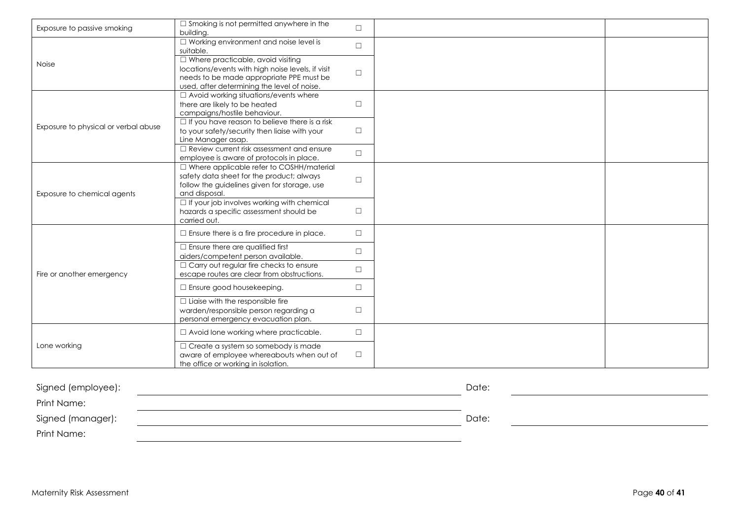| | | | | |
|---|---|---|---|---|
| Exposure to passive smoking | ☐ Smoking is not permitted anywhere in the building. | ☐ | | |
| Noise | ☐ Working environment and noise level is suitable. | ☐ | | |
| | ☐ Where practicable, avoid visiting locations/events with high noise levels, if visit needs to be made appropriate PPE must be used, after determining the level of noise. | ☐ | | |
| Exposure to physical or verbal abuse | ☐ Avoid working situations/events where there are likely to be heated campaigns/hostile behaviour. | ☐ | | |
| | ☐ If you have reason to believe there is a risk to your safety/security then liaise with your Line Manager asap. | ☐ | | |
| | ☐ Review current risk assessment and ensure employee is aware of protocols in place. | ☐ | | |
| Exposure to chemical agents | ☐ Where applicable refer to COSHH/material safety data sheet for the product; always follow the guidelines given for storage, use and disposal. | ☐ | | |
| | ☐ If your job involves working with chemical hazards a specific assessment should be carried out. | ☐ | | |
| Fire or another emergency | ☐ Ensure there is a fire procedure in place. | ☐ | | |
| | ☐ Ensure there are qualified first aiders/competent person available. | ☐ | | |
| | ☐ Carry out regular fire checks to ensure escape routes are clear from obstructions. | ☐ | | |
| | ☐ Ensure good housekeeping. | ☐ | | |
| | ☐ Liaise with the responsible fire warden/responsible person regarding a personal emergency evacuation plan. | ☐ | | |
| Lone working | ☐ Avoid lone working where practicable. | ☐ | | |
| | ☐ Create a system so somebody is made aware of employee whereabouts when out of the office or working in isolation. | ☐ | | |

Signed (employee): ______________________ Date: ______________

Print Name: ______________________

Signed (manager): ______________________ Date: ______________

Print Name: ______________________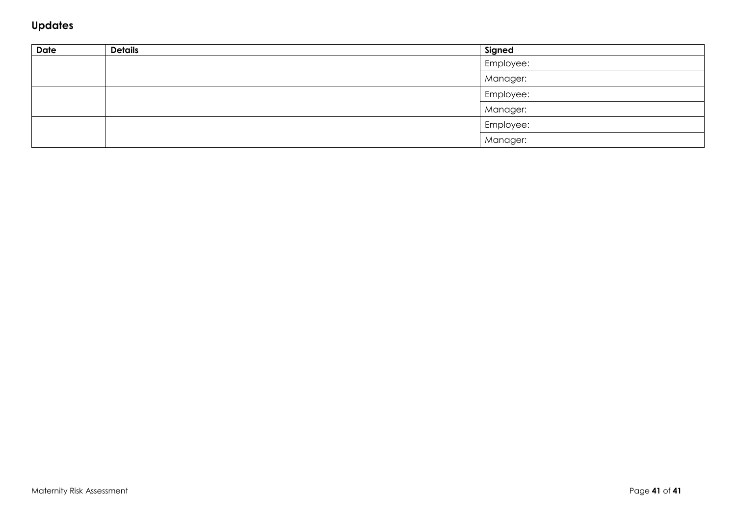## Updates

| Date | Details | Signed |
|---|---|---|
| | | Employee: |
| | | Manager: |
| | | Employee: |
| | | Manager: |
| | | Employee: |
| | | Manager: |